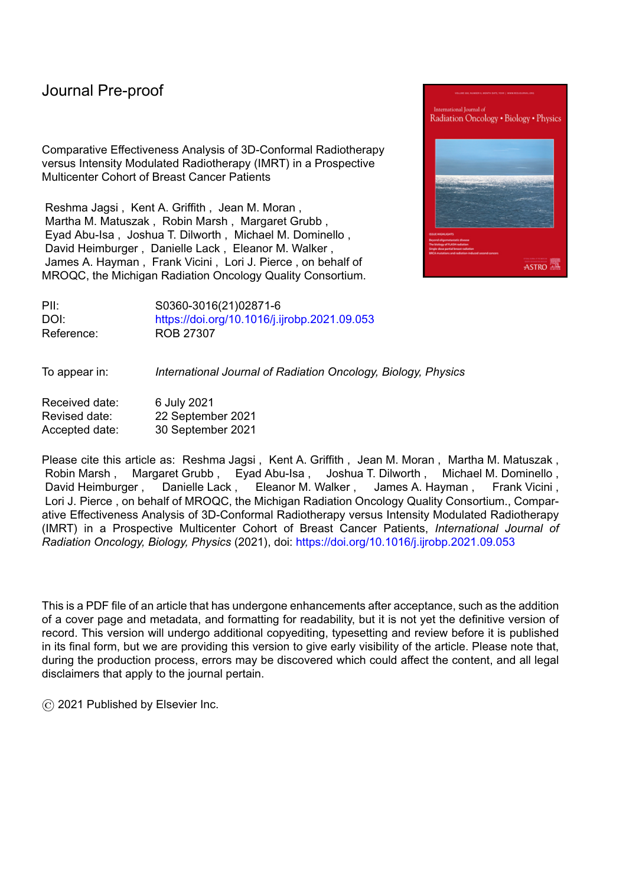Journal Pre-proof

Comparative Effectiveness Analysis of 3D-Conformal Radiotherapy versus Intensity Modulated Radiotherapy (IMRT) in a Prospective Multicenter Cohort of Breast Cancer Patients

Reshma Jagsi , Kent A. Griffith , Jean M. Moran , Martha M. Matuszak , Robin Marsh , Margaret Grubb , Eyad Abu-Isa , Joshua T. Dilworth , Michael M. Dominello , David Heimburger , Danielle Lack , Eleanor M. Walker , James A. Hayman , Frank Vicini , Lori J. Pierce , on behalf of MROQC, the Michigan Radiation Oncology Quality Consortium.

| | |
|---|---|
| PII: | S0360-3016(21)02871-6 |
| DOI: | https://doi.org/10.1016/j.ijrobp.2021.09.053 |
| Reference: | ROB 27307 |

To appear in: *International Journal of Radiation Oncology, Biology, Physics*

| | |
|---|---|
| Received date: | 6 July 2021 |
| Revised date: | 22 September 2021 |
| Accepted date: | 30 September 2021 |

Please cite this article as: Reshma Jagsi , Kent A. Griffith , Jean M. Moran , Martha M. Matuszak , Robin Marsh , Margaret Grubb , Eyad Abu-Isa , Joshua T. Dilworth , Michael M. Dominello , David Heimburger , Danielle Lack , Eleanor M. Walker , James A. Hayman , Frank Vicini , Lori J. Pierce , on behalf of MROQC, the Michigan Radiation Oncology Quality Consortium., Comparative Effectiveness Analysis of 3D-Conformal Radiotherapy versus Intensity Modulated Radiotherapy (IMRT) in a Prospective Multicenter Cohort of Breast Cancer Patients, *International Journal of Radiation Oncology, Biology, Physics* (2021), doi: https://doi.org/10.1016/j.ijrobp.2021.09.053

This is a PDF file of an article that has undergone enhancements after acceptance, such as the addition of a cover page and metadata, and formatting for readability, but it is not yet the definitive version of record. This version will undergo additional copyediting, typesetting and review before it is published in its final form, but we are providing this version to give early visibility of the article. Please note that, during the production process, errors may be discovered which could affect the content, and all legal disclaimers that apply to the journal pertain.

© 2021 Published by Elsevier Inc.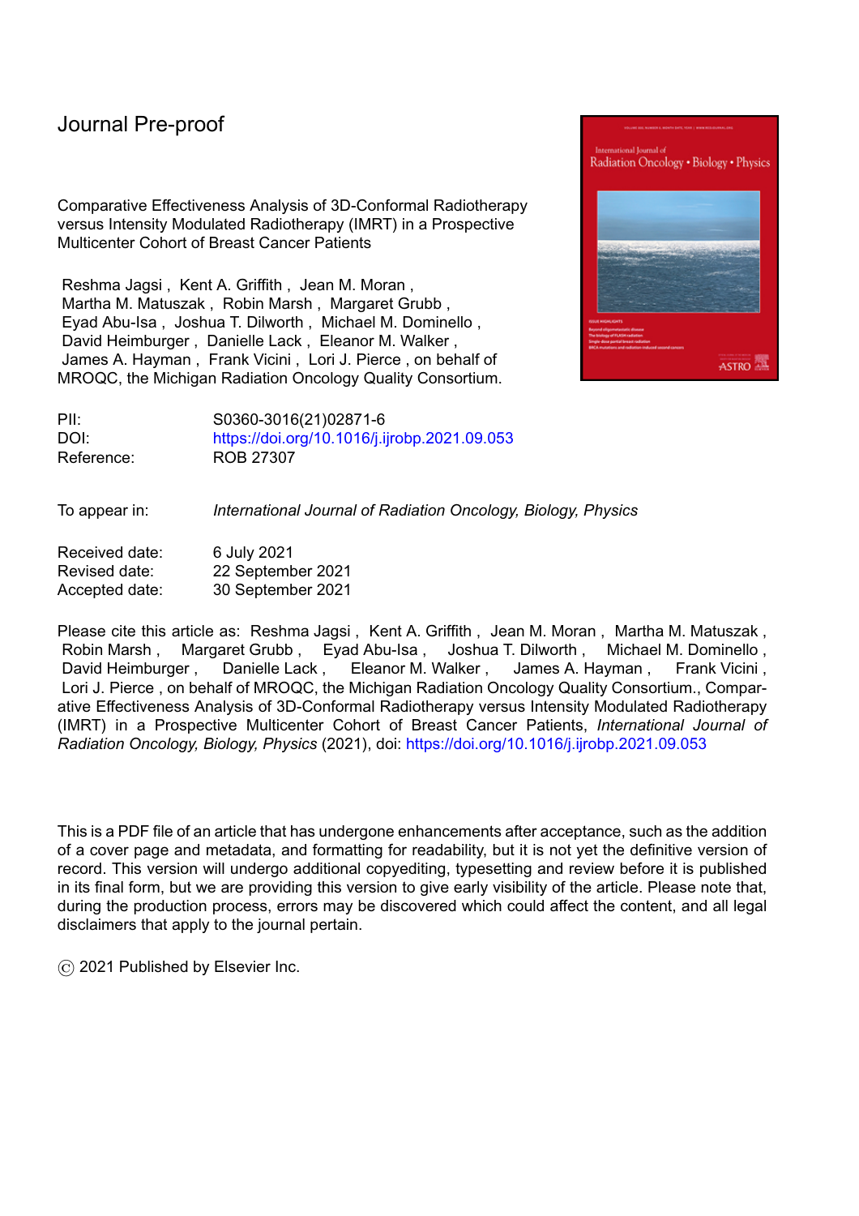Journal Pre-proof

Comparative Effectiveness Analysis of 3D-Conformal Radiotherapy versus Intensity Modulated Radiotherapy (IMRT) in a Prospective Multicenter Cohort of Breast Cancer Patients

Reshma Jagsi , Kent A. Griffith , Jean M. Moran , Martha M. Matuszak , Robin Marsh , Margaret Grubb , Eyad Abu-Isa , Joshua T. Dilworth , Michael M. Dominello , David Heimburger , Danielle Lack , Eleanor M. Walker , James A. Hayman , Frank Vicini , Lori J. Pierce , on behalf of MROQC, the Michigan Radiation Oncology Quality Consortium.

| | |
|---|---|
| PII: | S0360-3016(21)02871-6 |
| DOI: | https://doi.org/10.1016/j.ijrobp.2021.09.053 |
| Reference: | ROB 27307 |

To appear in: *International Journal of Radiation Oncology, Biology, Physics*

| | |
|---|---|
| Received date: | 6 July 2021 |
| Revised date: | 22 September 2021 |
| Accepted date: | 30 September 2021 |

Please cite this article as: Reshma Jagsi , Kent A. Griffith , Jean M. Moran , Martha M. Matuszak , Robin Marsh , Margaret Grubb , Eyad Abu-Isa , Joshua T. Dilworth , Michael M. Dominello , David Heimburger , Danielle Lack , Eleanor M. Walker , James A. Hayman , Frank Vicini , Lori J. Pierce , on behalf of MROQC, the Michigan Radiation Oncology Quality Consortium., Comparative Effectiveness Analysis of 3D-Conformal Radiotherapy versus Intensity Modulated Radiotherapy (IMRT) in a Prospective Multicenter Cohort of Breast Cancer Patients, *International Journal of Radiation Oncology, Biology, Physics* (2021), doi: https://doi.org/10.1016/j.ijrobp.2021.09.053

This is a PDF file of an article that has undergone enhancements after acceptance, such as the addition of a cover page and metadata, and formatting for readability, but it is not yet the definitive version of record. This version will undergo additional copyediting, typesetting and review before it is published in its final form, but we are providing this version to give early visibility of the article. Please note that, during the production process, errors may be discovered which could affect the content, and all legal disclaimers that apply to the journal pertain.

© 2021 Published by Elsevier Inc.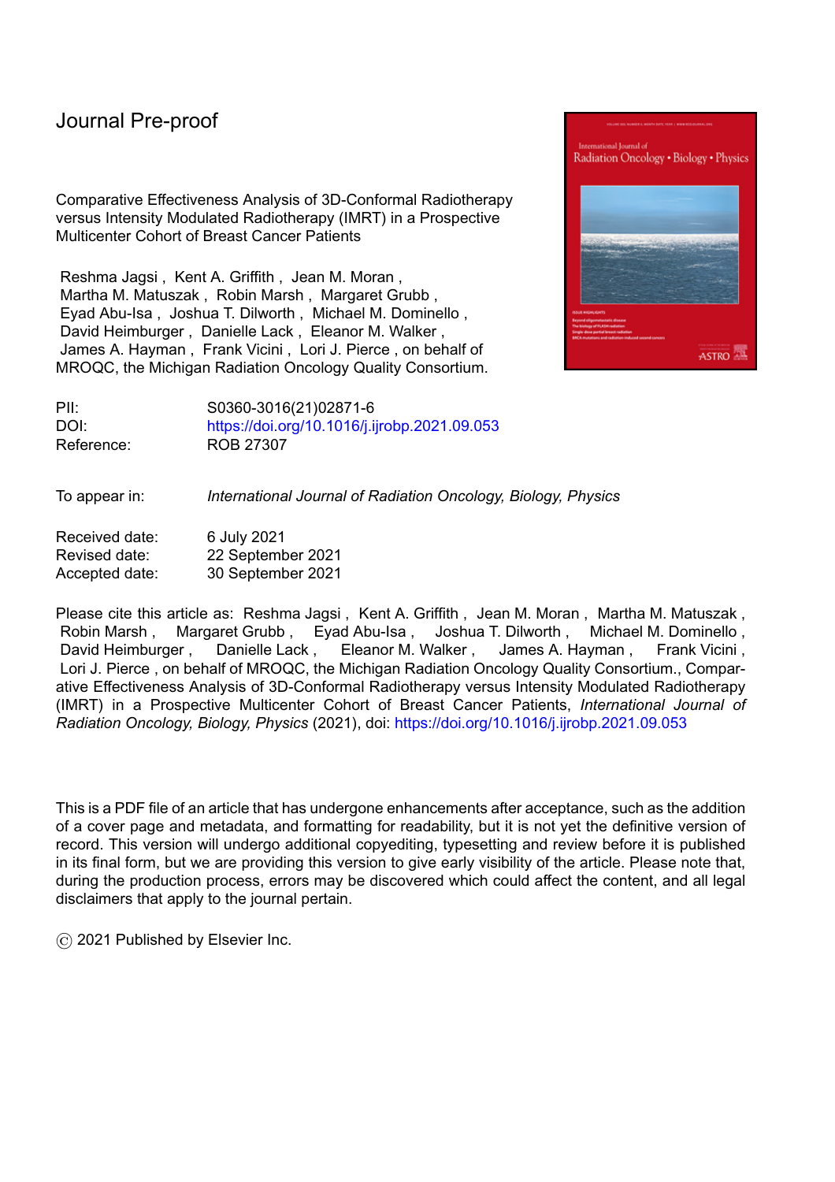Journal Pre-proof

Comparative Effectiveness Analysis of 3D-Conformal Radiotherapy versus Intensity Modulated Radiotherapy (IMRT) in a Prospective Multicenter Cohort of Breast Cancer Patients

Reshma Jagsi , Kent A. Griffith , Jean M. Moran , Martha M. Matuszak , Robin Marsh , Margaret Grubb , Eyad Abu-Isa , Joshua T. Dilworth , Michael M. Dominello , David Heimburger , Danielle Lack , Eleanor M. Walker , James A. Hayman , Frank Vicini , Lori J. Pierce , on behalf of MROQC, the Michigan Radiation Oncology Quality Consortium.

| | |
|---|---|
| PII: | S0360-3016(21)02871-6 |
| DOI: | https://doi.org/10.1016/j.ijrobp.2021.09.053 |
| Reference: | ROB 27307 |

| | |
|---|---|
| To appear in: | *International Journal of Radiation Oncology, Biology, Physics* |

| | |
|---|---|
| Received date: | 6 July 2021 |
| Revised date: | 22 September 2021 |
| Accepted date: | 30 September 2021 |

Please cite this article as: Reshma Jagsi , Kent A. Griffith , Jean M. Moran , Martha M. Matuszak , Robin Marsh , Margaret Grubb , Eyad Abu-Isa , Joshua T. Dilworth , Michael M. Dominello , David Heimburger , Danielle Lack , Eleanor M. Walker , James A. Hayman , Frank Vicini , Lori J. Pierce , on behalf of MROQC, the Michigan Radiation Oncology Quality Consortium., Comparative Effectiveness Analysis of 3D-Conformal Radiotherapy versus Intensity Modulated Radiotherapy (IMRT) in a Prospective Multicenter Cohort of Breast Cancer Patients, *International Journal of Radiation Oncology, Biology, Physics* (2021), doi: https://doi.org/10.1016/j.ijrobp.2021.09.053

This is a PDF file of an article that has undergone enhancements after acceptance, such as the addition of a cover page and metadata, and formatting for readability, but it is not yet the definitive version of record. This version will undergo additional copyediting, typesetting and review before it is published in its final form, but we are providing this version to give early visibility of the article. Please note that, during the production process, errors may be discovered which could affect the content, and all legal disclaimers that apply to the journal pertain.

© 2021 Published by Elsevier Inc.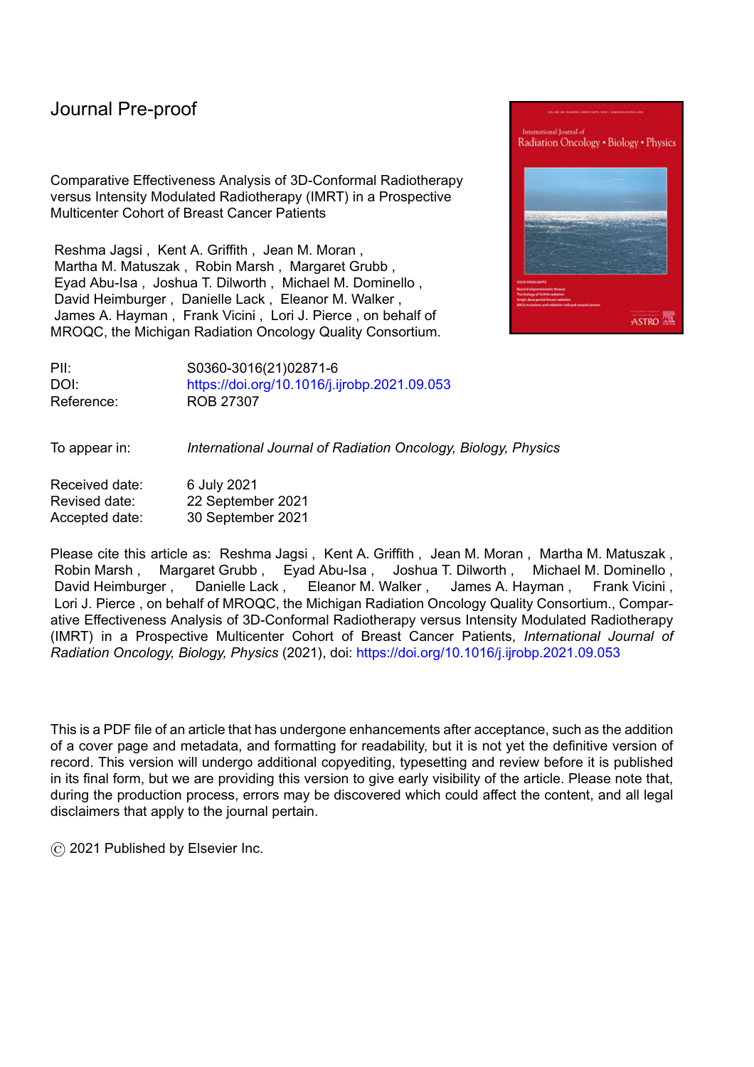Journal Pre-proof

Comparative Effectiveness Analysis of 3D-Conformal Radiotherapy versus Intensity Modulated Radiotherapy (IMRT) in a Prospective Multicenter Cohort of Breast Cancer Patients

Reshma Jagsi , Kent A. Griffith , Jean M. Moran , Martha M. Matuszak , Robin Marsh , Margaret Grubb , Eyad Abu-Isa , Joshua T. Dilworth , Michael M. Dominello , David Heimburger , Danielle Lack , Eleanor M. Walker , James A. Hayman , Frank Vicini , Lori J. Pierce , on behalf of MROQC, the Michigan Radiation Oncology Quality Consortium.

| | |
|---|---|
| PII: | S0360-3016(21)02871-6 |
| DOI: | https://doi.org/10.1016/j.ijrobp.2021.09.053 |
| Reference: | ROB 27307 |

To appear in: *International Journal of Radiation Oncology, Biology, Physics*

| | |
|---|---|
| Received date: | 6 July 2021 |
| Revised date: | 22 September 2021 |
| Accepted date: | 30 September 2021 |

Please cite this article as: Reshma Jagsi , Kent A. Griffith , Jean M. Moran , Martha M. Matuszak , Robin Marsh , Margaret Grubb , Eyad Abu-Isa , Joshua T. Dilworth , Michael M. Dominello , David Heimburger , Danielle Lack , Eleanor M. Walker , James A. Hayman , Frank Vicini , Lori J. Pierce , on behalf of MROQC, the Michigan Radiation Oncology Quality Consortium., Comparative Effectiveness Analysis of 3D-Conformal Radiotherapy versus Intensity Modulated Radiotherapy (IMRT) in a Prospective Multicenter Cohort of Breast Cancer Patients, *International Journal of Radiation Oncology, Biology, Physics* (2021), doi: https://doi.org/10.1016/j.ijrobp.2021.09.053

This is a PDF file of an article that has undergone enhancements after acceptance, such as the addition of a cover page and metadata, and formatting for readability, but it is not yet the definitive version of record. This version will undergo additional copyediting, typesetting and review before it is published in its final form, but we are providing this version to give early visibility of the article. Please note that, during the production process, errors may be discovered which could affect the content, and all legal disclaimers that apply to the journal pertain.

© 2021 Published by Elsevier Inc.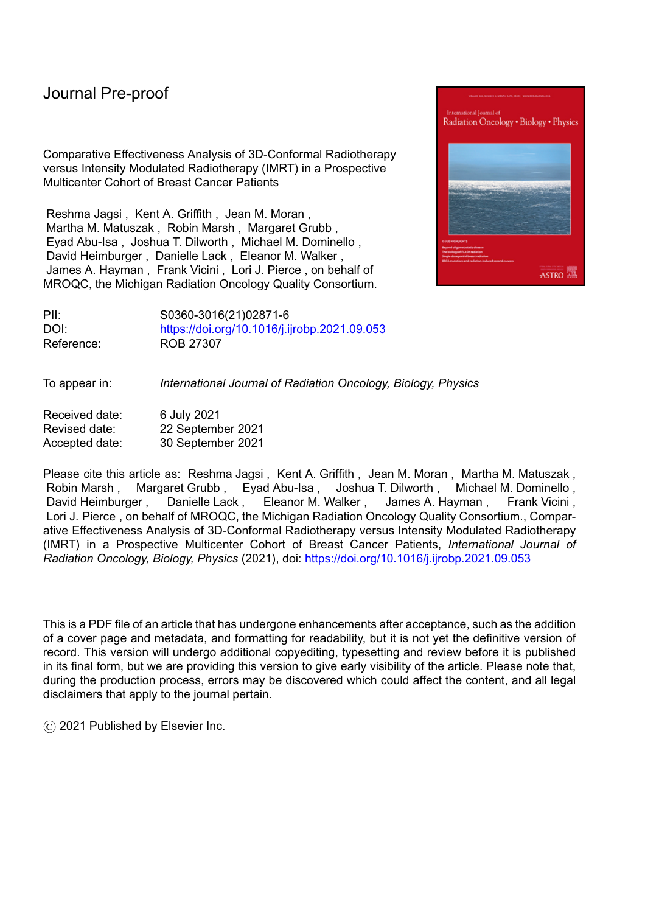Journal Pre-proof

Comparative Effectiveness Analysis of 3D-Conformal Radiotherapy versus Intensity Modulated Radiotherapy (IMRT) in a Prospective Multicenter Cohort of Breast Cancer Patients

Reshma Jagsi , Kent A. Griffith , Jean M. Moran , Martha M. Matuszak , Robin Marsh , Margaret Grubb , Eyad Abu-Isa , Joshua T. Dilworth , Michael M. Dominello , David Heimburger , Danielle Lack , Eleanor M. Walker , James A. Hayman , Frank Vicini , Lori J. Pierce , on behalf of MROQC, the Michigan Radiation Oncology Quality Consortium.

| | |
|---|---|
| PII: | S0360-3016(21)02871-6 |
| DOI: | https://doi.org/10.1016/j.ijrobp.2021.09.053 |
| Reference: | ROB 27307 |

| | |
|---|---|
| To appear in: | *International Journal of Radiation Oncology, Biology, Physics* |

| | |
|---|---|
| Received date: | 6 July 2021 |
| Revised date: | 22 September 2021 |
| Accepted date: | 30 September 2021 |

Please cite this article as: Reshma Jagsi , Kent A. Griffith , Jean M. Moran , Martha M. Matuszak , Robin Marsh , Margaret Grubb , Eyad Abu-Isa , Joshua T. Dilworth , Michael M. Dominello , David Heimburger , Danielle Lack , Eleanor M. Walker , James A. Hayman , Frank Vicini , Lori J. Pierce , on behalf of MROQC, the Michigan Radiation Oncology Quality Consortium., Comparative Effectiveness Analysis of 3D-Conformal Radiotherapy versus Intensity Modulated Radiotherapy (IMRT) in a Prospective Multicenter Cohort of Breast Cancer Patients, *International Journal of Radiation Oncology, Biology, Physics* (2021), doi: https://doi.org/10.1016/j.ijrobp.2021.09.053

This is a PDF file of an article that has undergone enhancements after acceptance, such as the addition of a cover page and metadata, and formatting for readability, but it is not yet the definitive version of record. This version will undergo additional copyediting, typesetting and review before it is published in its final form, but we are providing this version to give early visibility of the article. Please note that, during the production process, errors may be discovered which could affect the content, and all legal disclaimers that apply to the journal pertain.

© 2021 Published by Elsevier Inc.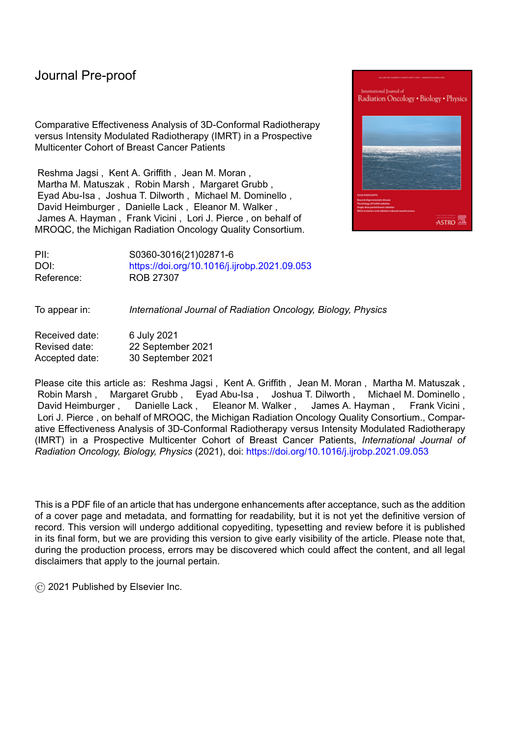# Journal Pre-proof

Comparative Effectiveness Analysis of 3D-Conformal Radiotherapy versus Intensity Modulated Radiotherapy (IMRT) in a Prospective Multicenter Cohort of Breast Cancer Patients

Reshma Jagsi , Kent A. Griffith , Jean M. Moran , Martha M. Matuszak , Robin Marsh , Margaret Grubb , Eyad Abu-Isa , Joshua T. Dilworth , Michael M. Dominello , David Heimburger , Danielle Lack , Eleanor M. Walker , James A. Hayman , Frank Vicini , Lori J. Pierce , on behalf of MROQC, the Michigan Radiation Oncology Quality Consortium.

PII: S0360-3016(21)02871-6
DOI: https://doi.org/10.1016/j.ijrobp.2021.09.053
Reference: ROB 27307

To appear in: *International Journal of Radiation Oncology, Biology, Physics*

Received date: 6 July 2021
Revised date: 22 September 2021
Accepted date: 30 September 2021

Please cite this article as: Reshma Jagsi , Kent A. Griffith , Jean M. Moran , Martha M. Matuszak , Robin Marsh , Margaret Grubb , Eyad Abu-Isa , Joshua T. Dilworth , Michael M. Dominello , David Heimburger , Danielle Lack , Eleanor M. Walker , James A. Hayman , Frank Vicini , Lori J. Pierce , on behalf of MROQC, the Michigan Radiation Oncology Quality Consortium., Comparative Effectiveness Analysis of 3D-Conformal Radiotherapy versus Intensity Modulated Radiotherapy (IMRT) in a Prospective Multicenter Cohort of Breast Cancer Patients, *International Journal of Radiation Oncology, Biology, Physics* (2021), doi: https://doi.org/10.1016/j.ijrobp.2021.09.053

This is a PDF file of an article that has undergone enhancements after acceptance, such as the addition of a cover page and metadata, and formatting for readability, but it is not yet the definitive version of record. This version will undergo additional copyediting, typesetting and review before it is published in its final form, but we are providing this version to give early visibility of the article. Please note that, during the production process, errors may be discovered which could affect the content, and all legal disclaimers that apply to the journal pertain.

© 2021 Published by Elsevier Inc.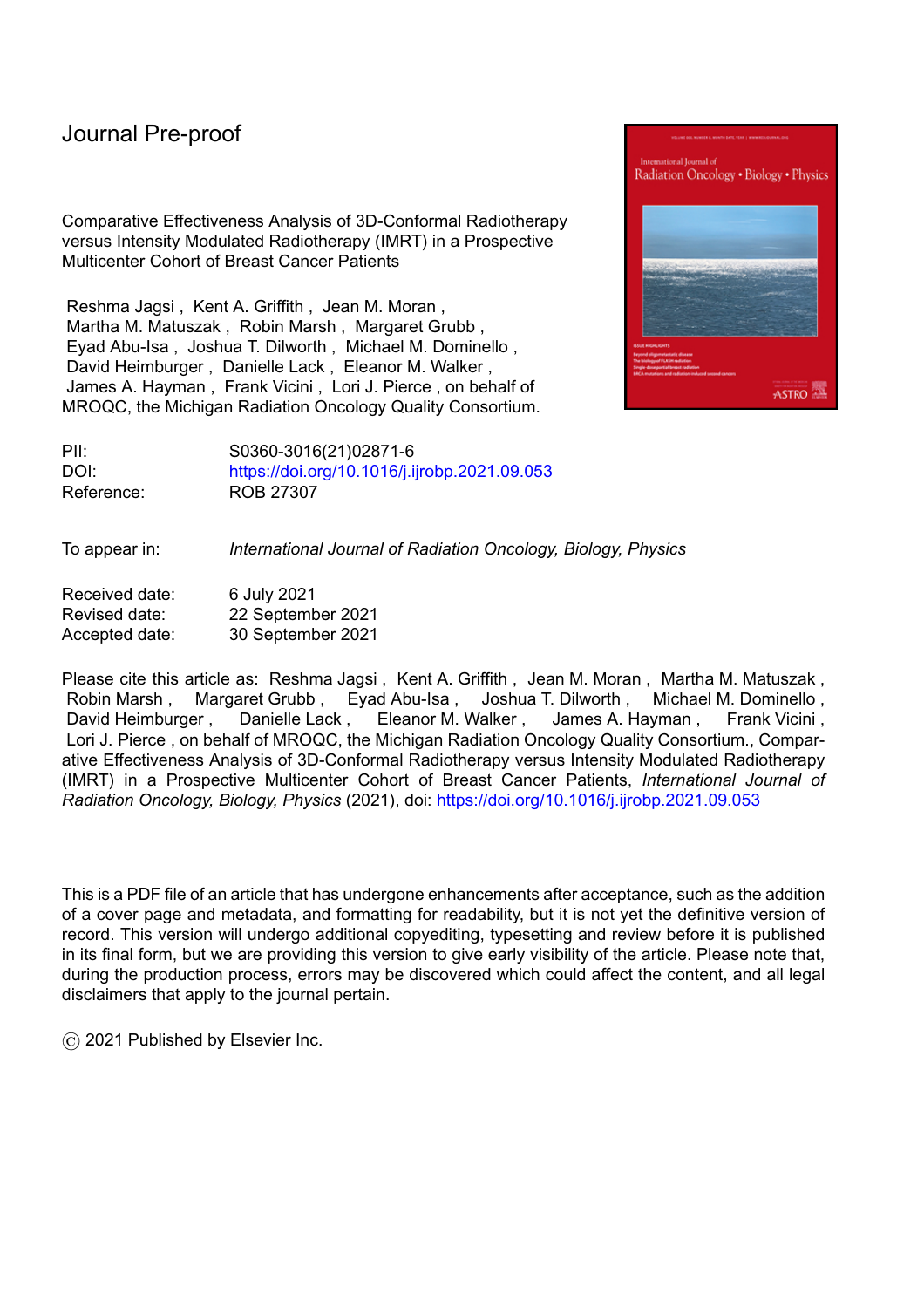# Journal Pre-proof

Comparative Effectiveness Analysis of 3D-Conformal Radiotherapy versus Intensity Modulated Radiotherapy (IMRT) in a Prospective Multicenter Cohort of Breast Cancer Patients

Reshma Jagsi , Kent A. Griffith , Jean M. Moran , Martha M. Matuszak , Robin Marsh , Margaret Grubb , Eyad Abu-Isa , Joshua T. Dilworth , Michael M. Dominello , David Heimburger , Danielle Lack , Eleanor M. Walker , James A. Hayman , Frank Vicini , Lori J. Pierce , on behalf of MROQC, the Michigan Radiation Oncology Quality Consortium.

| | |
|---|---|
| PII: | S0360-3016(21)02871-6 |
| DOI: | https://doi.org/10.1016/j.ijrobp.2021.09.053 |
| Reference: | ROB 27307 |

| | |
|---|---|
| To appear in: | *International Journal of Radiation Oncology, Biology, Physics* |

| | |
|---|---|
| Received date: | 6 July 2021 |
| Revised date: | 22 September 2021 |
| Accepted date: | 30 September 2021 |

Please cite this article as: Reshma Jagsi , Kent A. Griffith , Jean M. Moran , Martha M. Matuszak , Robin Marsh , Margaret Grubb , Eyad Abu-Isa , Joshua T. Dilworth , Michael M. Dominello , David Heimburger , Danielle Lack , Eleanor M. Walker , James A. Hayman , Frank Vicini , Lori J. Pierce , on behalf of MROQC, the Michigan Radiation Oncology Quality Consortium., Comparative Effectiveness Analysis of 3D-Conformal Radiotherapy versus Intensity Modulated Radiotherapy (IMRT) in a Prospective Multicenter Cohort of Breast Cancer Patients, *International Journal of Radiation Oncology, Biology, Physics* (2021), doi: https://doi.org/10.1016/j.ijrobp.2021.09.053

This is a PDF file of an article that has undergone enhancements after acceptance, such as the addition of a cover page and metadata, and formatting for readability, but it is not yet the definitive version of record. This version will undergo additional copyediting, typesetting and review before it is published in its final form, but we are providing this version to give early visibility of the article. Please note that, during the production process, errors may be discovered which could affect the content, and all legal disclaimers that apply to the journal pertain.

© 2021 Published by Elsevier Inc.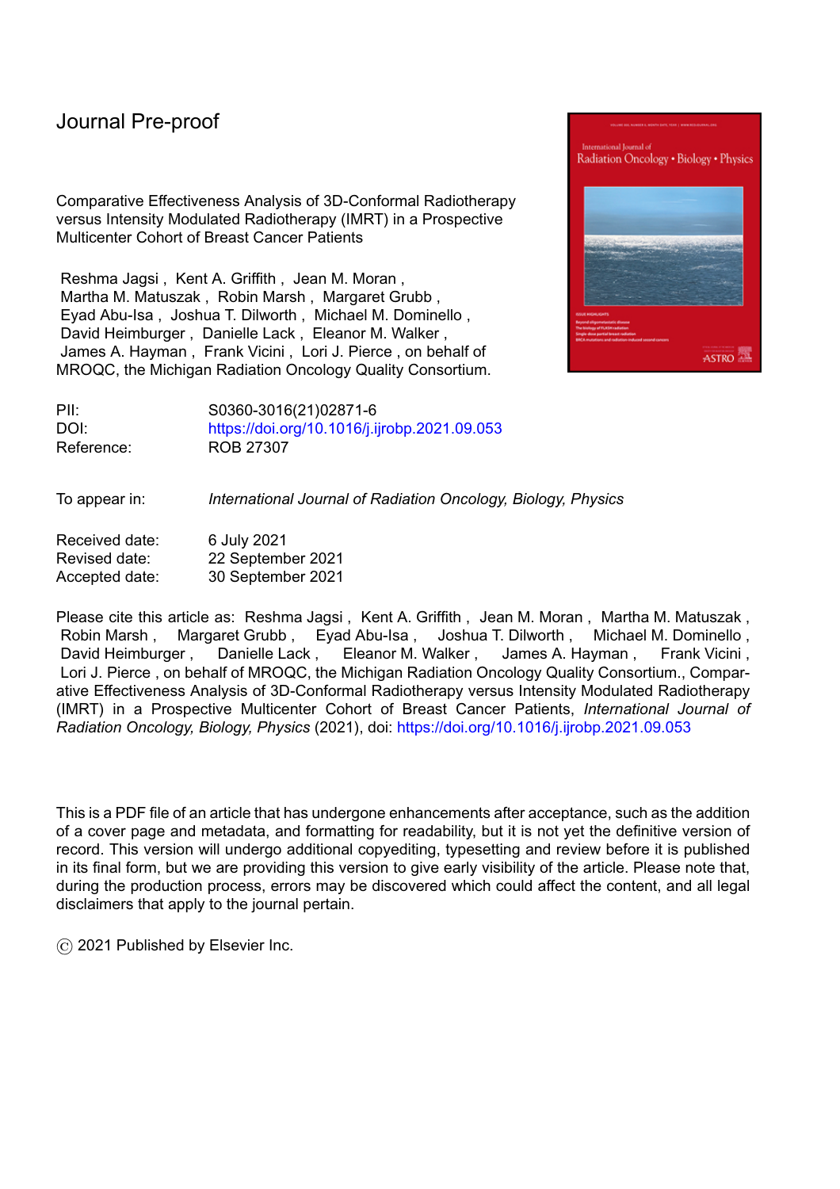Journal Pre-proof

Comparative Effectiveness Analysis of 3D-Conformal Radiotherapy versus Intensity Modulated Radiotherapy (IMRT) in a Prospective Multicenter Cohort of Breast Cancer Patients

Reshma Jagsi , Kent A. Griffith , Jean M. Moran , Martha M. Matuszak , Robin Marsh , Margaret Grubb , Eyad Abu-Isa , Joshua T. Dilworth , Michael M. Dominello , David Heimburger , Danielle Lack , Eleanor M. Walker , James A. Hayman , Frank Vicini , Lori J. Pierce , on behalf of MROQC, the Michigan Radiation Oncology Quality Consortium.

| | |
|---|---|
| PII: | S0360-3016(21)02871-6 |
| DOI: | https://doi.org/10.1016/j.ijrobp.2021.09.053 |
| Reference: | ROB 27307 |

| | |
|---|---|
| To appear in: | *International Journal of Radiation Oncology, Biology, Physics* |

| | |
|---|---|
| Received date: | 6 July 2021 |
| Revised date: | 22 September 2021 |
| Accepted date: | 30 September 2021 |

Please cite this article as: Reshma Jagsi , Kent A. Griffith , Jean M. Moran , Martha M. Matuszak , Robin Marsh , Margaret Grubb , Eyad Abu-Isa , Joshua T. Dilworth , Michael M. Dominello , David Heimburger , Danielle Lack , Eleanor M. Walker , James A. Hayman , Frank Vicini , Lori J. Pierce , on behalf of MROQC, the Michigan Radiation Oncology Quality Consortium., Comparative Effectiveness Analysis of 3D-Conformal Radiotherapy versus Intensity Modulated Radiotherapy (IMRT) in a Prospective Multicenter Cohort of Breast Cancer Patients, *International Journal of Radiation Oncology, Biology, Physics* (2021), doi: https://doi.org/10.1016/j.ijrobp.2021.09.053

This is a PDF file of an article that has undergone enhancements after acceptance, such as the addition of a cover page and metadata, and formatting for readability, but it is not yet the definitive version of record. This version will undergo additional copyediting, typesetting and review before it is published in its final form, but we are providing this version to give early visibility of the article. Please note that, during the production process, errors may be discovered which could affect the content, and all legal disclaimers that apply to the journal pertain.

© 2021 Published by Elsevier Inc.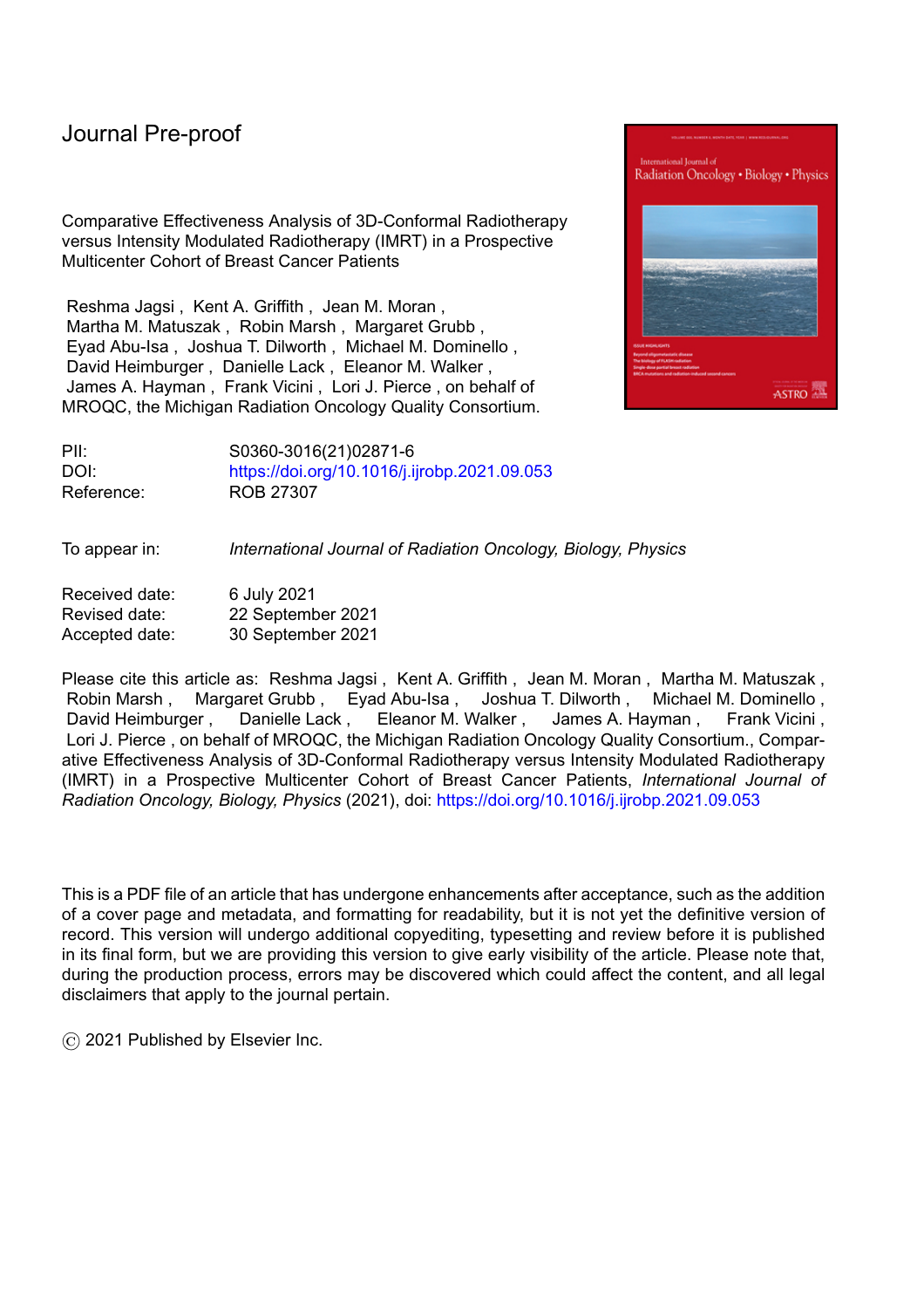# Journal Pre-proof

Comparative Effectiveness Analysis of 3D-Conformal Radiotherapy versus Intensity Modulated Radiotherapy (IMRT) in a Prospective Multicenter Cohort of Breast Cancer Patients

Reshma Jagsi , Kent A. Griffith , Jean M. Moran , Martha M. Matuszak , Robin Marsh , Margaret Grubb , Eyad Abu-Isa , Joshua T. Dilworth , Michael M. Dominello , David Heimburger , Danielle Lack , Eleanor M. Walker , James A. Hayman , Frank Vicini , Lori J. Pierce , on behalf of MROQC, the Michigan Radiation Oncology Quality Consortium.

| | |
|---|---|
| PII: | S0360-3016(21)02871-6 |
| DOI: | https://doi.org/10.1016/j.ijrobp.2021.09.053 |
| Reference: | ROB 27307 |

To appear in: *International Journal of Radiation Oncology, Biology, Physics*

| | |
|---|---|
| Received date: | 6 July 2021 |
| Revised date: | 22 September 2021 |
| Accepted date: | 30 September 2021 |

Please cite this article as: Reshma Jagsi , Kent A. Griffith , Jean M. Moran , Martha M. Matuszak , Robin Marsh , Margaret Grubb , Eyad Abu-Isa , Joshua T. Dilworth , Michael M. Dominello , David Heimburger , Danielle Lack , Eleanor M. Walker , James A. Hayman , Frank Vicini , Lori J. Pierce , on behalf of MROQC, the Michigan Radiation Oncology Quality Consortium., Comparative Effectiveness Analysis of 3D-Conformal Radiotherapy versus Intensity Modulated Radiotherapy (IMRT) in a Prospective Multicenter Cohort of Breast Cancer Patients, *International Journal of Radiation Oncology, Biology, Physics* (2021), doi: https://doi.org/10.1016/j.ijrobp.2021.09.053

This is a PDF file of an article that has undergone enhancements after acceptance, such as the addition of a cover page and metadata, and formatting for readability, but it is not yet the definitive version of record. This version will undergo additional copyediting, typesetting and review before it is published in its final form, but we are providing this version to give early visibility of the article. Please note that, during the production process, errors may be discovered which could affect the content, and all legal disclaimers that apply to the journal pertain.

© 2021 Published by Elsevier Inc.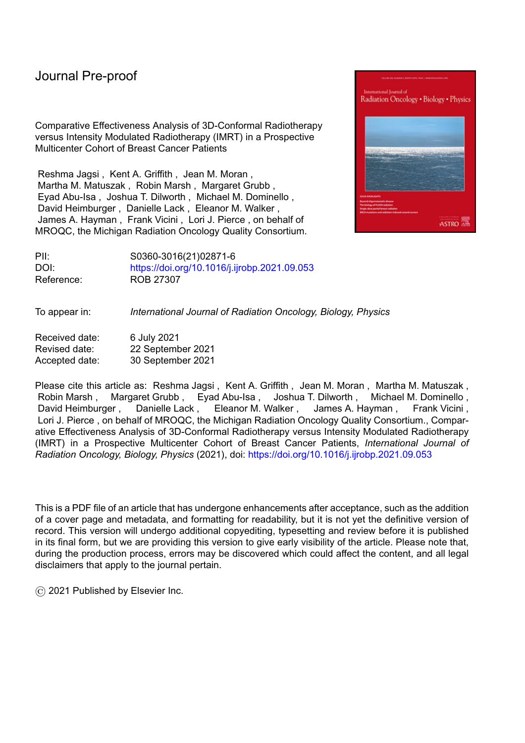Journal Pre-proof

Comparative Effectiveness Analysis of 3D-Conformal Radiotherapy versus Intensity Modulated Radiotherapy (IMRT) in a Prospective Multicenter Cohort of Breast Cancer Patients

Reshma Jagsi , Kent A. Griffith , Jean M. Moran , Martha M. Matuszak , Robin Marsh , Margaret Grubb , Eyad Abu-Isa , Joshua T. Dilworth , Michael M. Dominello , David Heimburger , Danielle Lack , Eleanor M. Walker , James A. Hayman , Frank Vicini , Lori J. Pierce , on behalf of MROQC, the Michigan Radiation Oncology Quality Consortium.

| | |
|---|---|
| PII: | S0360-3016(21)02871-6 |
| DOI: | https://doi.org/10.1016/j.ijrobp.2021.09.053 |
| Reference: | ROB 27307 |

| | |
|---|---|
| To appear in: | *International Journal of Radiation Oncology, Biology, Physics* |

| | |
|---|---|
| Received date: | 6 July 2021 |
| Revised date: | 22 September 2021 |
| Accepted date: | 30 September 2021 |

Please cite this article as: Reshma Jagsi , Kent A. Griffith , Jean M. Moran , Martha M. Matuszak , Robin Marsh , Margaret Grubb , Eyad Abu-Isa , Joshua T. Dilworth , Michael M. Dominello , David Heimburger , Danielle Lack , Eleanor M. Walker , James A. Hayman , Frank Vicini , Lori J. Pierce , on behalf of MROQC, the Michigan Radiation Oncology Quality Consortium., Comparative Effectiveness Analysis of 3D-Conformal Radiotherapy versus Intensity Modulated Radiotherapy (IMRT) in a Prospective Multicenter Cohort of Breast Cancer Patients, *International Journal of Radiation Oncology, Biology, Physics* (2021), doi: https://doi.org/10.1016/j.ijrobp.2021.09.053

This is a PDF file of an article that has undergone enhancements after acceptance, such as the addition of a cover page and metadata, and formatting for readability, but it is not yet the definitive version of record. This version will undergo additional copyediting, typesetting and review before it is published in its final form, but we are providing this version to give early visibility of the article. Please note that, during the production process, errors may be discovered which could affect the content, and all legal disclaimers that apply to the journal pertain.

© 2021 Published by Elsevier Inc.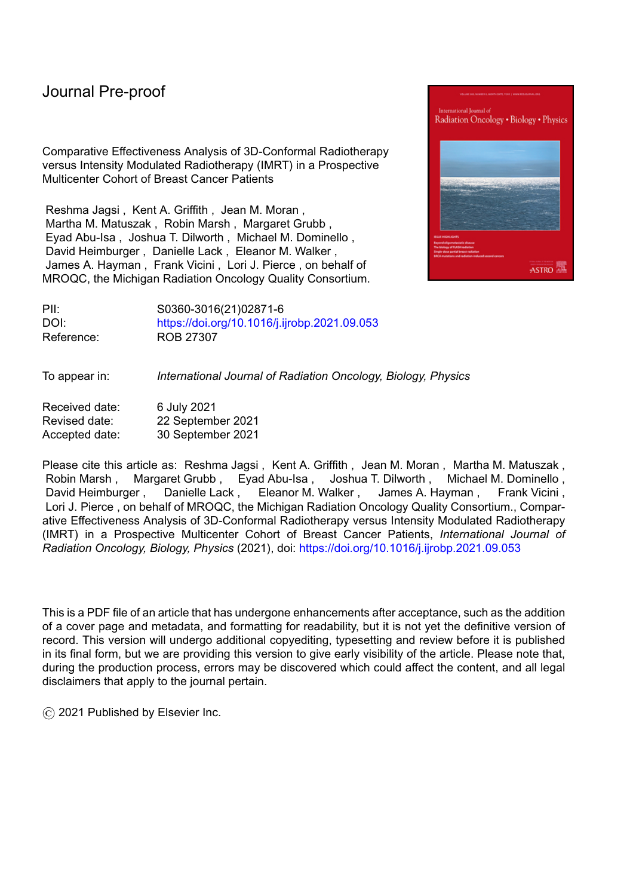Journal Pre-proof

Comparative Effectiveness Analysis of 3D-Conformal Radiotherapy versus Intensity Modulated Radiotherapy (IMRT) in a Prospective Multicenter Cohort of Breast Cancer Patients

Reshma Jagsi , Kent A. Griffith , Jean M. Moran , Martha M. Matuszak , Robin Marsh , Margaret Grubb , Eyad Abu-Isa , Joshua T. Dilworth , Michael M. Dominello , David Heimburger , Danielle Lack , Eleanor M. Walker , James A. Hayman , Frank Vicini , Lori J. Pierce , on behalf of MROQC, the Michigan Radiation Oncology Quality Consortium.

| | |
|---|---|
| PII: | S0360-3016(21)02871-6 |
| DOI: | https://doi.org/10.1016/j.ijrobp.2021.09.053 |
| Reference: | ROB 27307 |

To appear in: *International Journal of Radiation Oncology, Biology, Physics*

| | |
|---|---|
| Received date: | 6 July 2021 |
| Revised date: | 22 September 2021 |
| Accepted date: | 30 September 2021 |

Please cite this article as: Reshma Jagsi , Kent A. Griffith , Jean M. Moran , Martha M. Matuszak , Robin Marsh , Margaret Grubb , Eyad Abu-Isa , Joshua T. Dilworth , Michael M. Dominello , David Heimburger , Danielle Lack , Eleanor M. Walker , James A. Hayman , Frank Vicini , Lori J. Pierce , on behalf of MROQC, the Michigan Radiation Oncology Quality Consortium., Comparative Effectiveness Analysis of 3D-Conformal Radiotherapy versus Intensity Modulated Radiotherapy (IMRT) in a Prospective Multicenter Cohort of Breast Cancer Patients, *International Journal of Radiation Oncology, Biology, Physics* (2021), doi: https://doi.org/10.1016/j.ijrobp.2021.09.053

This is a PDF file of an article that has undergone enhancements after acceptance, such as the addition of a cover page and metadata, and formatting for readability, but it is not yet the definitive version of record. This version will undergo additional copyediting, typesetting and review before it is published in its final form, but we are providing this version to give early visibility of the article. Please note that, during the production process, errors may be discovered which could affect the content, and all legal disclaimers that apply to the journal pertain.

© 2021 Published by Elsevier Inc.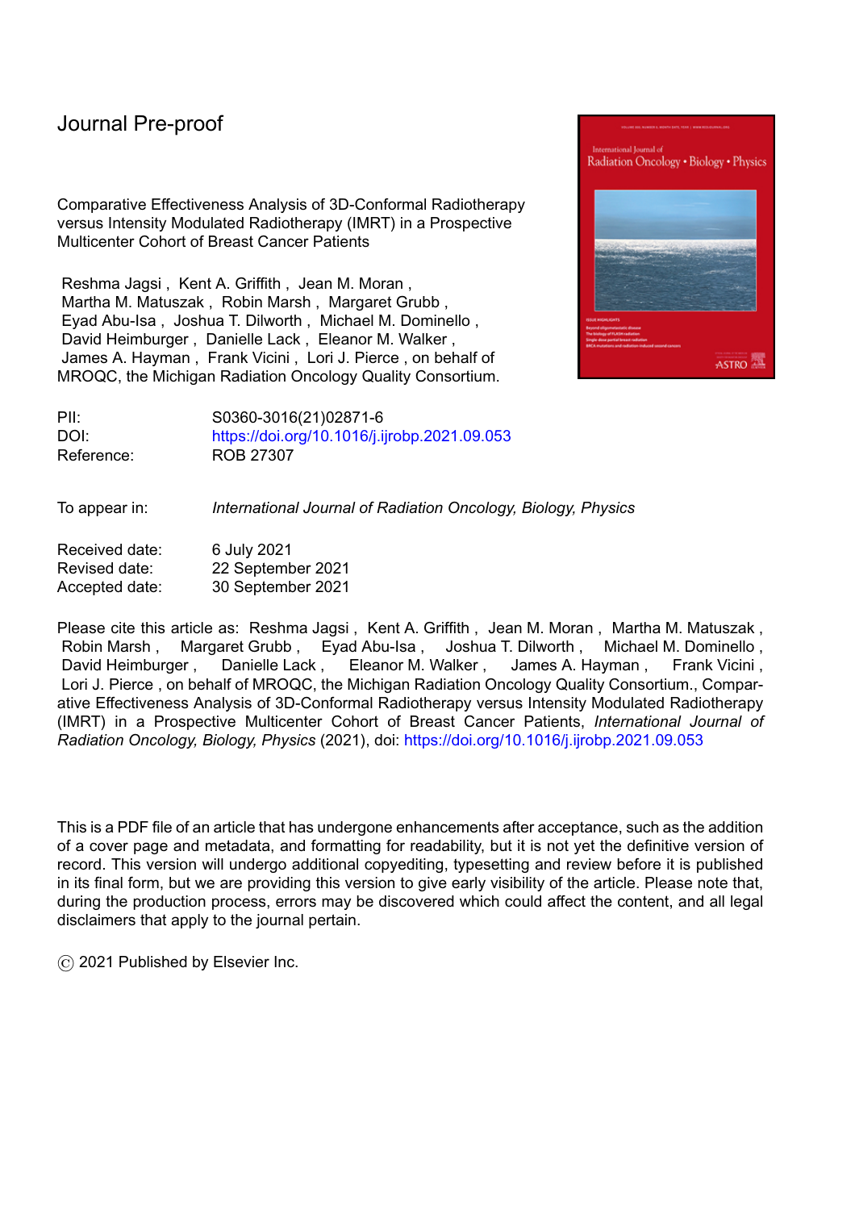Journal Pre-proof

Comparative Effectiveness Analysis of 3D-Conformal Radiotherapy versus Intensity Modulated Radiotherapy (IMRT) in a Prospective Multicenter Cohort of Breast Cancer Patients

Reshma Jagsi , Kent A. Griffith , Jean M. Moran , Martha M. Matuszak , Robin Marsh , Margaret Grubb , Eyad Abu-Isa , Joshua T. Dilworth , Michael M. Dominello , David Heimburger , Danielle Lack , Eleanor M. Walker , James A. Hayman , Frank Vicini , Lori J. Pierce , on behalf of MROQC, the Michigan Radiation Oncology Quality Consortium.

| | |
|---|---|
| PII: | S0360-3016(21)02871-6 |
| DOI: | https://doi.org/10.1016/j.ijrobp.2021.09.053 |
| Reference: | ROB 27307 |

| | |
|---|---|
| To appear in: | *International Journal of Radiation Oncology, Biology, Physics* |

| | |
|---|---|
| Received date: | 6 July 2021 |
| Revised date: | 22 September 2021 |
| Accepted date: | 30 September 2021 |

Please cite this article as: Reshma Jagsi , Kent A. Griffith , Jean M. Moran , Martha M. Matuszak , Robin Marsh , Margaret Grubb , Eyad Abu-Isa , Joshua T. Dilworth , Michael M. Dominello , David Heimburger , Danielle Lack , Eleanor M. Walker , James A. Hayman , Frank Vicini , Lori J. Pierce , on behalf of MROQC, the Michigan Radiation Oncology Quality Consortium., Comparative Effectiveness Analysis of 3D-Conformal Radiotherapy versus Intensity Modulated Radiotherapy (IMRT) in a Prospective Multicenter Cohort of Breast Cancer Patients, *International Journal of Radiation Oncology, Biology, Physics* (2021), doi: https://doi.org/10.1016/j.ijrobp.2021.09.053

This is a PDF file of an article that has undergone enhancements after acceptance, such as the addition of a cover page and metadata, and formatting for readability, but it is not yet the definitive version of record. This version will undergo additional copyediting, typesetting and review before it is published in its final form, but we are providing this version to give early visibility of the article. Please note that, during the production process, errors may be discovered which could affect the content, and all legal disclaimers that apply to the journal pertain.

© 2021 Published by Elsevier Inc.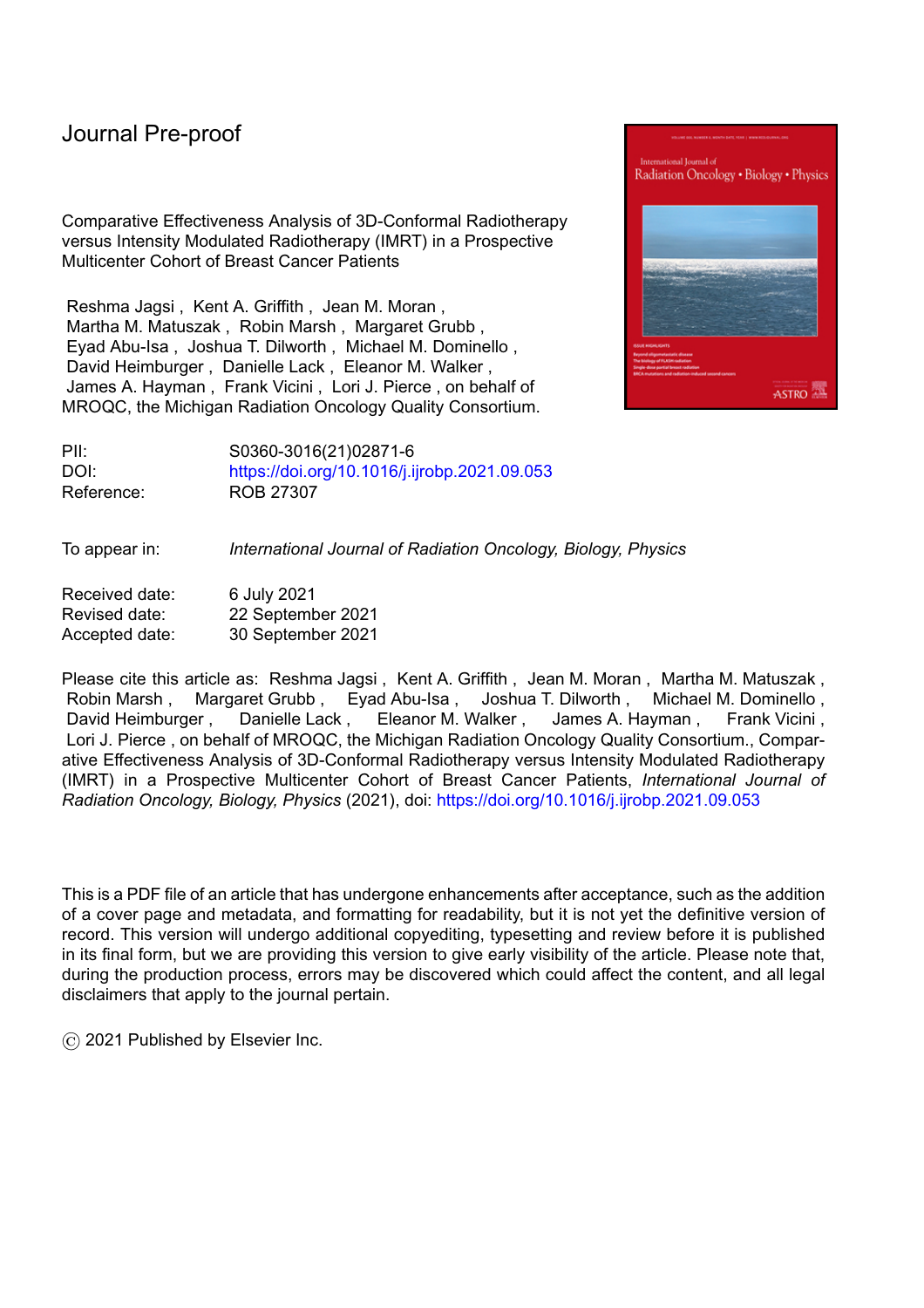# Journal Pre-proof

Comparative Effectiveness Analysis of 3D-Conformal Radiotherapy versus Intensity Modulated Radiotherapy (IMRT) in a Prospective Multicenter Cohort of Breast Cancer Patients

Reshma Jagsi , Kent A. Griffith , Jean M. Moran , Martha M. Matuszak , Robin Marsh , Margaret Grubb , Eyad Abu-Isa , Joshua T. Dilworth , Michael M. Dominello , David Heimburger , Danielle Lack , Eleanor M. Walker , James A. Hayman , Frank Vicini , Lori J. Pierce , on behalf of MROQC, the Michigan Radiation Oncology Quality Consortium.

| | |
|---|---|
| PII: | S0360-3016(21)02871-6 |
| DOI: | https://doi.org/10.1016/j.ijrobp.2021.09.053 |
| Reference: | ROB 27307 |

| | |
|---|---|
| To appear in: | *International Journal of Radiation Oncology, Biology, Physics* |

| | |
|---|---|
| Received date: | 6 July 2021 |
| Revised date: | 22 September 2021 |
| Accepted date: | 30 September 2021 |

Please cite this article as: Reshma Jagsi , Kent A. Griffith , Jean M. Moran , Martha M. Matuszak , Robin Marsh , Margaret Grubb , Eyad Abu-Isa , Joshua T. Dilworth , Michael M. Dominello , David Heimburger , Danielle Lack , Eleanor M. Walker , James A. Hayman , Frank Vicini , Lori J. Pierce , on behalf of MROQC, the Michigan Radiation Oncology Quality Consortium., Comparative Effectiveness Analysis of 3D-Conformal Radiotherapy versus Intensity Modulated Radiotherapy (IMRT) in a Prospective Multicenter Cohort of Breast Cancer Patients, *International Journal of Radiation Oncology, Biology, Physics* (2021), doi: https://doi.org/10.1016/j.ijrobp.2021.09.053

This is a PDF file of an article that has undergone enhancements after acceptance, such as the addition of a cover page and metadata, and formatting for readability, but it is not yet the definitive version of record. This version will undergo additional copyediting, typesetting and review before it is published in its final form, but we are providing this version to give early visibility of the article. Please note that, during the production process, errors may be discovered which could affect the content, and all legal disclaimers that apply to the journal pertain.

© 2021 Published by Elsevier Inc.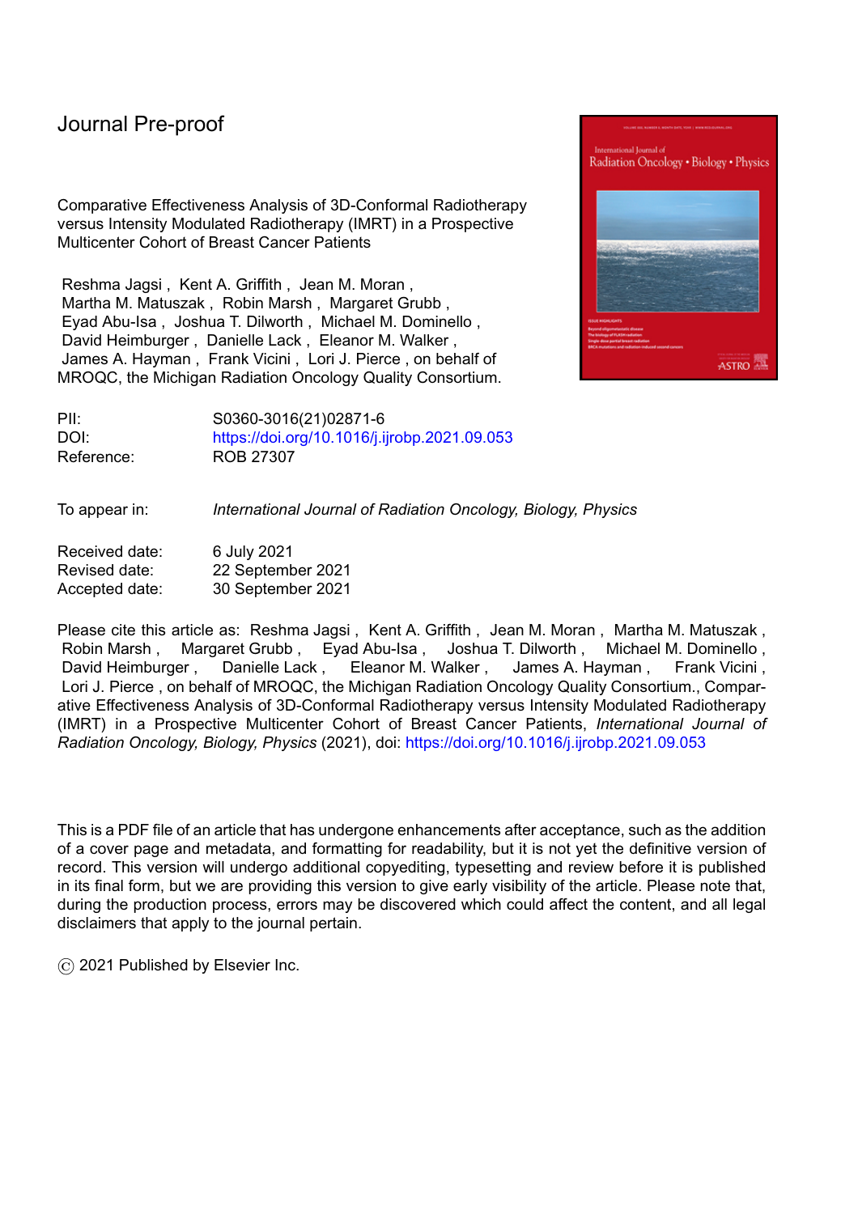# Journal Pre-proof

Comparative Effectiveness Analysis of 3D-Conformal Radiotherapy versus Intensity Modulated Radiotherapy (IMRT) in a Prospective Multicenter Cohort of Breast Cancer Patients

Reshma Jagsi , Kent A. Griffith , Jean M. Moran , Martha M. Matuszak , Robin Marsh , Margaret Grubb , Eyad Abu-Isa , Joshua T. Dilworth , Michael M. Dominello , David Heimburger , Danielle Lack , Eleanor M. Walker , James A. Hayman , Frank Vicini , Lori J. Pierce , on behalf of MROQC, the Michigan Radiation Oncology Quality Consortium.

| | |
|---|---|
| PII: | S0360-3016(21)02871-6 |
| DOI: | https://doi.org/10.1016/j.ijrobp.2021.09.053 |
| Reference: | ROB 27307 |

| | |
|---|---|
| To appear in: | *International Journal of Radiation Oncology, Biology, Physics* |

| | |
|---|---|
| Received date: | 6 July 2021 |
| Revised date: | 22 September 2021 |
| Accepted date: | 30 September 2021 |

Please cite this article as: Reshma Jagsi , Kent A. Griffith , Jean M. Moran , Martha M. Matuszak , Robin Marsh , Margaret Grubb , Eyad Abu-Isa , Joshua T. Dilworth , Michael M. Dominello , David Heimburger , Danielle Lack , Eleanor M. Walker , James A. Hayman , Frank Vicini , Lori J. Pierce , on behalf of MROQC, the Michigan Radiation Oncology Quality Consortium., Comparative Effectiveness Analysis of 3D-Conformal Radiotherapy versus Intensity Modulated Radiotherapy (IMRT) in a Prospective Multicenter Cohort of Breast Cancer Patients, *International Journal of Radiation Oncology, Biology, Physics* (2021), doi: https://doi.org/10.1016/j.ijrobp.2021.09.053

This is a PDF file of an article that has undergone enhancements after acceptance, such as the addition of a cover page and metadata, and formatting for readability, but it is not yet the definitive version of record. This version will undergo additional copyediting, typesetting and review before it is published in its final form, but we are providing this version to give early visibility of the article. Please note that, during the production process, errors may be discovered which could affect the content, and all legal disclaimers that apply to the journal pertain.

© 2021 Published by Elsevier Inc.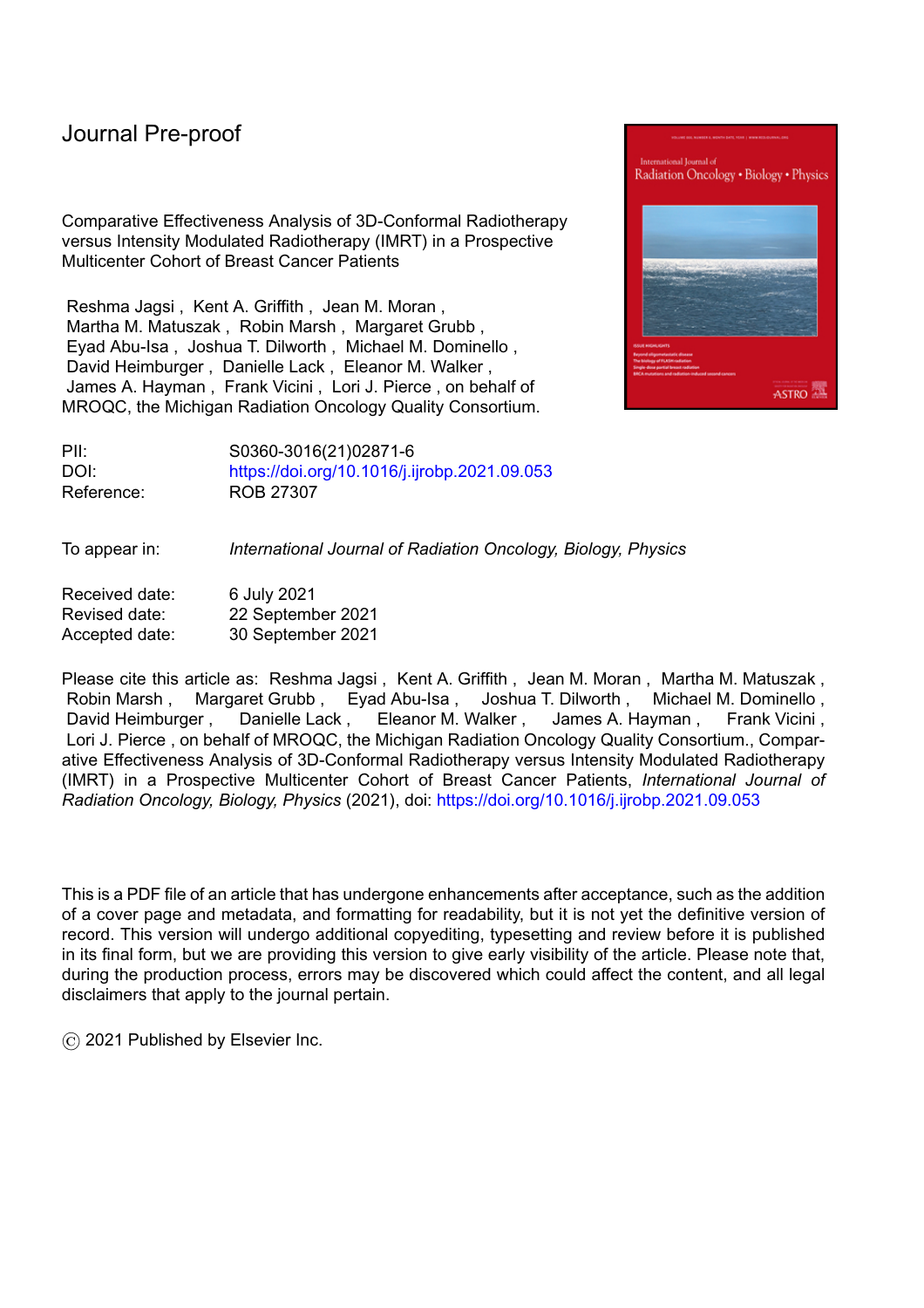# Journal Pre-proof

Comparative Effectiveness Analysis of 3D-Conformal Radiotherapy versus Intensity Modulated Radiotherapy (IMRT) in a Prospective Multicenter Cohort of Breast Cancer Patients

Reshma Jagsi , Kent A. Griffith , Jean M. Moran , Martha M. Matuszak , Robin Marsh , Margaret Grubb , Eyad Abu-Isa , Joshua T. Dilworth , Michael M. Dominello , David Heimburger , Danielle Lack , Eleanor M. Walker , James A. Hayman , Frank Vicini , Lori J. Pierce , on behalf of MROQC, the Michigan Radiation Oncology Quality Consortium.

| | |
|---|---|
| PII: | S0360-3016(21)02871-6 |
| DOI: | https://doi.org/10.1016/j.ijrobp.2021.09.053 |
| Reference: | ROB 27307 |

| | |
|---|---|
| To appear in: | *International Journal of Radiation Oncology, Biology, Physics* |

| | |
|---|---|
| Received date: | 6 July 2021 |
| Revised date: | 22 September 2021 |
| Accepted date: | 30 September 2021 |

Please cite this article as: Reshma Jagsi , Kent A. Griffith , Jean M. Moran , Martha M. Matuszak , Robin Marsh , Margaret Grubb , Eyad Abu-Isa , Joshua T. Dilworth , Michael M. Dominello , David Heimburger , Danielle Lack , Eleanor M. Walker , James A. Hayman , Frank Vicini , Lori J. Pierce , on behalf of MROQC, the Michigan Radiation Oncology Quality Consortium., Comparative Effectiveness Analysis of 3D-Conformal Radiotherapy versus Intensity Modulated Radiotherapy (IMRT) in a Prospective Multicenter Cohort of Breast Cancer Patients, *International Journal of Radiation Oncology, Biology, Physics* (2021), doi: https://doi.org/10.1016/j.ijrobp.2021.09.053

This is a PDF file of an article that has undergone enhancements after acceptance, such as the addition of a cover page and metadata, and formatting for readability, but it is not yet the definitive version of record. This version will undergo additional copyediting, typesetting and review before it is published in its final form, but we are providing this version to give early visibility of the article. Please note that, during the production process, errors may be discovered which could affect the content, and all legal disclaimers that apply to the journal pertain.

© 2021 Published by Elsevier Inc.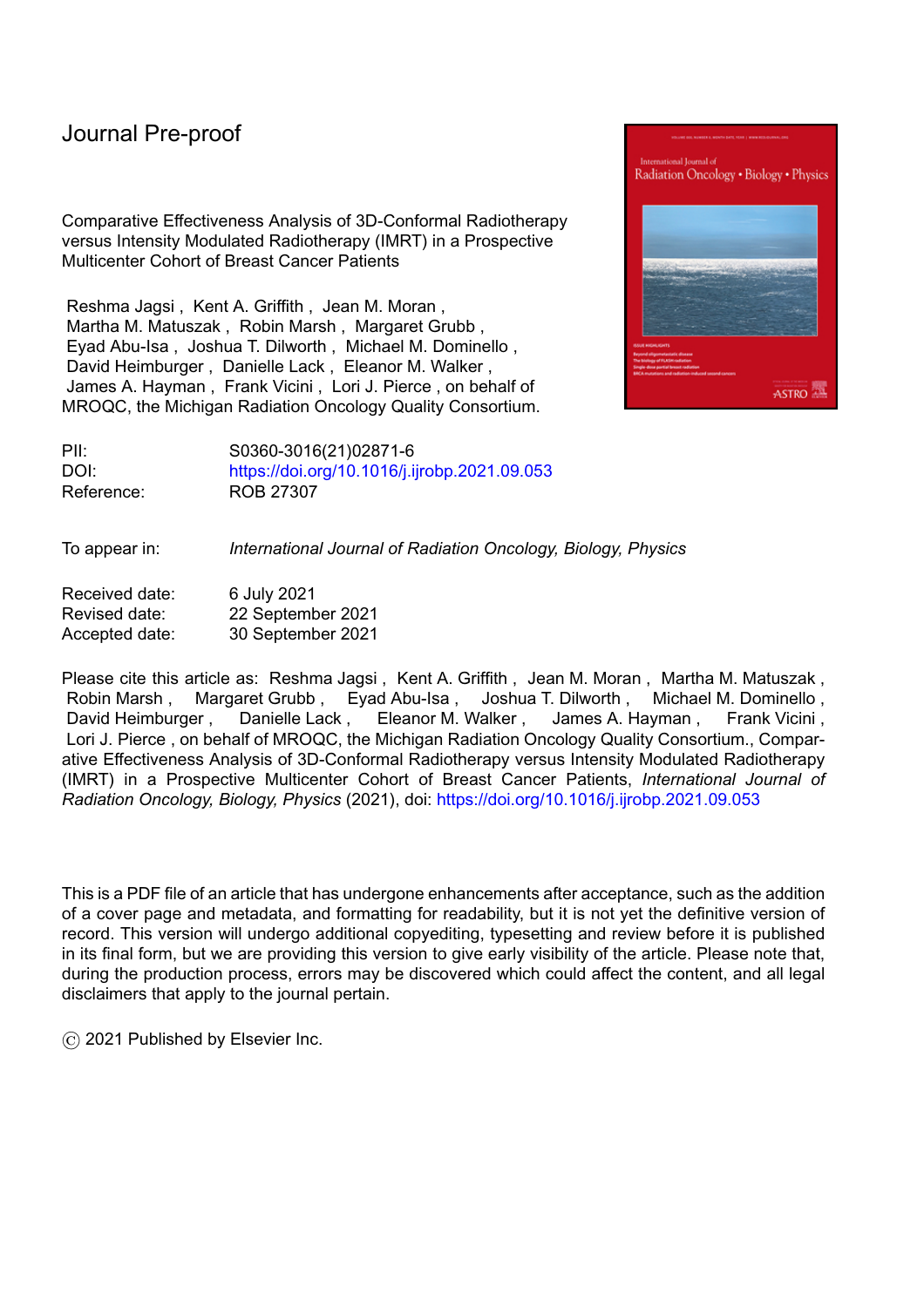Journal Pre-proof

Comparative Effectiveness Analysis of 3D-Conformal Radiotherapy versus Intensity Modulated Radiotherapy (IMRT) in a Prospective Multicenter Cohort of Breast Cancer Patients

Reshma Jagsi , Kent A. Griffith , Jean M. Moran , Martha M. Matuszak , Robin Marsh , Margaret Grubb , Eyad Abu-Isa , Joshua T. Dilworth , Michael M. Dominello , David Heimburger , Danielle Lack , Eleanor M. Walker , James A. Hayman , Frank Vicini , Lori J. Pierce , on behalf of MROQC, the Michigan Radiation Oncology Quality Consortium.

| | |
|---|---|
| PII: | S0360-3016(21)02871-6 |
| DOI: | https://doi.org/10.1016/j.ijrobp.2021.09.053 |
| Reference: | ROB 27307 |

| | |
|---|---|
| To appear in: | *International Journal of Radiation Oncology, Biology, Physics* |

| | |
|---|---|
| Received date: | 6 July 2021 |
| Revised date: | 22 September 2021 |
| Accepted date: | 30 September 2021 |

Please cite this article as: Reshma Jagsi , Kent A. Griffith , Jean M. Moran , Martha M. Matuszak , Robin Marsh , Margaret Grubb , Eyad Abu-Isa , Joshua T. Dilworth , Michael M. Dominello , David Heimburger , Danielle Lack , Eleanor M. Walker , James A. Hayman , Frank Vicini , Lori J. Pierce , on behalf of MROQC, the Michigan Radiation Oncology Quality Consortium., Comparative Effectiveness Analysis of 3D-Conformal Radiotherapy versus Intensity Modulated Radiotherapy (IMRT) in a Prospective Multicenter Cohort of Breast Cancer Patients, *International Journal of Radiation Oncology, Biology, Physics* (2021), doi: https://doi.org/10.1016/j.ijrobp.2021.09.053

This is a PDF file of an article that has undergone enhancements after acceptance, such as the addition of a cover page and metadata, and formatting for readability, but it is not yet the definitive version of record. This version will undergo additional copyediting, typesetting and review before it is published in its final form, but we are providing this version to give early visibility of the article. Please note that, during the production process, errors may be discovered which could affect the content, and all legal disclaimers that apply to the journal pertain.

© 2021 Published by Elsevier Inc.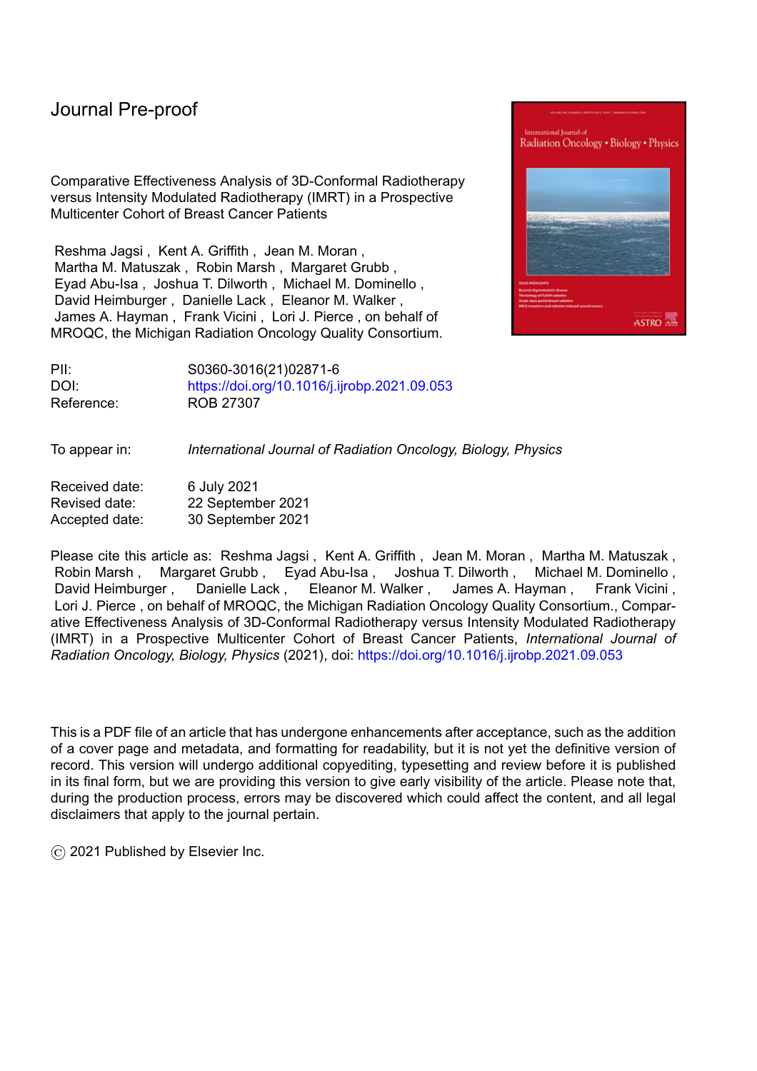Journal Pre-proof

Comparative Effectiveness Analysis of 3D-Conformal Radiotherapy versus Intensity Modulated Radiotherapy (IMRT) in a Prospective Multicenter Cohort of Breast Cancer Patients

Reshma Jagsi , Kent A. Griffith , Jean M. Moran , Martha M. Matuszak , Robin Marsh , Margaret Grubb , Eyad Abu-Isa , Joshua T. Dilworth , Michael M. Dominello , David Heimburger , Danielle Lack , Eleanor M. Walker , James A. Hayman , Frank Vicini , Lori J. Pierce , on behalf of MROQC, the Michigan Radiation Oncology Quality Consortium.

| | |
|---|---|
| PII: | S0360-3016(21)02871-6 |
| DOI: | https://doi.org/10.1016/j.ijrobp.2021.09.053 |
| Reference: | ROB 27307 |

To appear in: *International Journal of Radiation Oncology, Biology, Physics*

| | |
|---|---|
| Received date: | 6 July 2021 |
| Revised date: | 22 September 2021 |
| Accepted date: | 30 September 2021 |

Please cite this article as: Reshma Jagsi , Kent A. Griffith , Jean M. Moran , Martha M. Matuszak , Robin Marsh , Margaret Grubb , Eyad Abu-Isa , Joshua T. Dilworth , Michael M. Dominello , David Heimburger , Danielle Lack , Eleanor M. Walker , James A. Hayman , Frank Vicini , Lori J. Pierce , on behalf of MROQC, the Michigan Radiation Oncology Quality Consortium., Comparative Effectiveness Analysis of 3D-Conformal Radiotherapy versus Intensity Modulated Radiotherapy (IMRT) in a Prospective Multicenter Cohort of Breast Cancer Patients, *International Journal of Radiation Oncology, Biology, Physics* (2021), doi: https://doi.org/10.1016/j.ijrobp.2021.09.053

This is a PDF file of an article that has undergone enhancements after acceptance, such as the addition of a cover page and metadata, and formatting for readability, but it is not yet the definitive version of record. This version will undergo additional copyediting, typesetting and review before it is published in its final form, but we are providing this version to give early visibility of the article. Please note that, during the production process, errors may be discovered which could affect the content, and all legal disclaimers that apply to the journal pertain.

© 2021 Published by Elsevier Inc.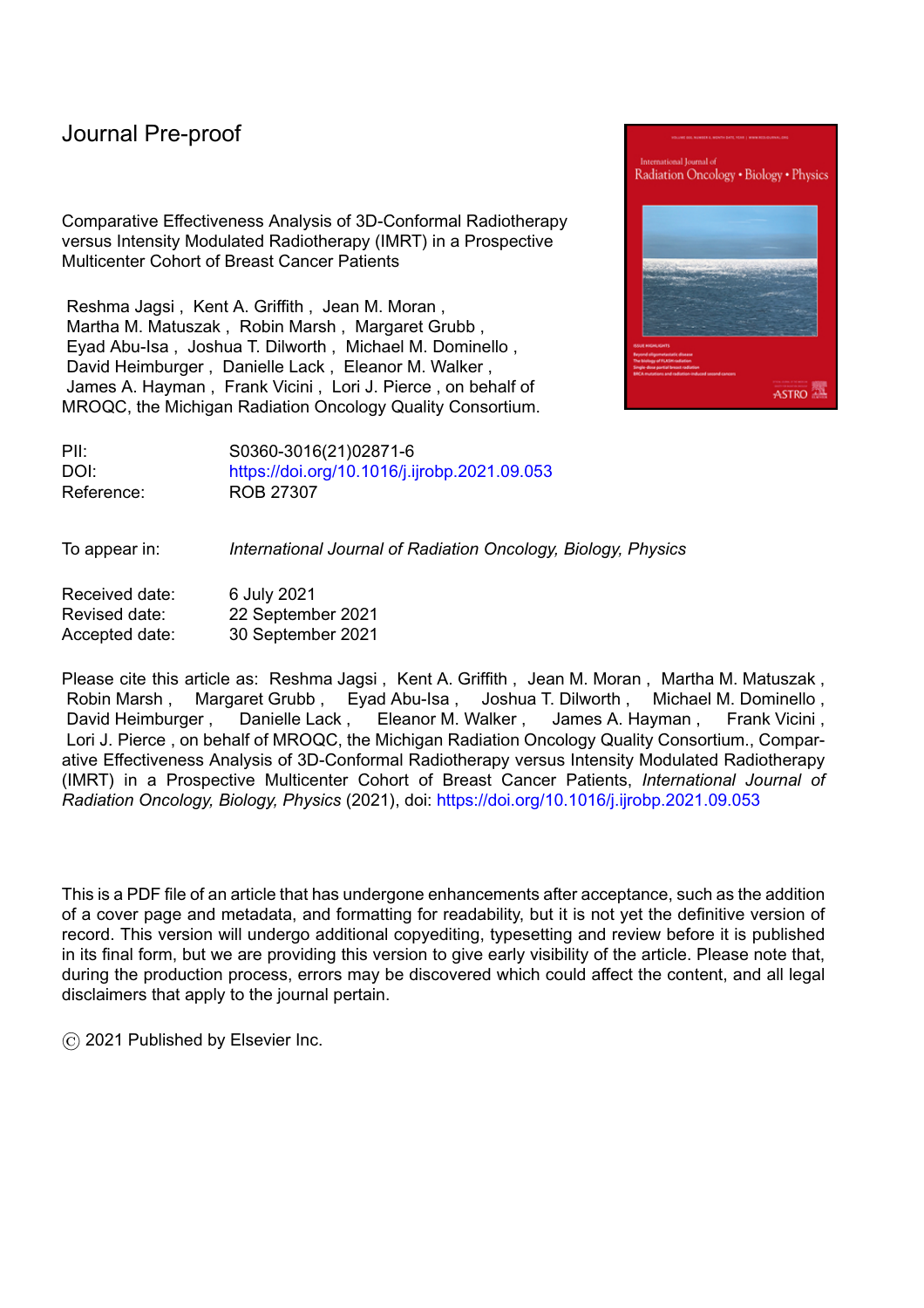# Journal Pre-proof

Comparative Effectiveness Analysis of 3D-Conformal Radiotherapy versus Intensity Modulated Radiotherapy (IMRT) in a Prospective Multicenter Cohort of Breast Cancer Patients

Reshma Jagsi , Kent A. Griffith , Jean M. Moran , Martha M. Matuszak , Robin Marsh , Margaret Grubb , Eyad Abu-Isa , Joshua T. Dilworth , Michael M. Dominello , David Heimburger , Danielle Lack , Eleanor M. Walker , James A. Hayman , Frank Vicini , Lori J. Pierce , on behalf of MROQC, the Michigan Radiation Oncology Quality Consortium.

| | |
|---|---|
| PII: | S0360-3016(21)02871-6 |
| DOI: | https://doi.org/10.1016/j.ijrobp.2021.09.053 |
| Reference: | ROB 27307 |

| | |
|---|---|
| To appear in: | *International Journal of Radiation Oncology, Biology, Physics* |

| | |
|---|---|
| Received date: | 6 July 2021 |
| Revised date: | 22 September 2021 |
| Accepted date: | 30 September 2021 |

Please cite this article as: Reshma Jagsi , Kent A. Griffith , Jean M. Moran , Martha M. Matuszak , Robin Marsh , Margaret Grubb , Eyad Abu-Isa , Joshua T. Dilworth , Michael M. Dominello , David Heimburger , Danielle Lack , Eleanor M. Walker , James A. Hayman , Frank Vicini , Lori J. Pierce , on behalf of MROQC, the Michigan Radiation Oncology Quality Consortium., Comparative Effectiveness Analysis of 3D-Conformal Radiotherapy versus Intensity Modulated Radiotherapy (IMRT) in a Prospective Multicenter Cohort of Breast Cancer Patients, *International Journal of Radiation Oncology, Biology, Physics* (2021), doi: https://doi.org/10.1016/j.ijrobp.2021.09.053

This is a PDF file of an article that has undergone enhancements after acceptance, such as the addition of a cover page and metadata, and formatting for readability, but it is not yet the definitive version of record. This version will undergo additional copyediting, typesetting and review before it is published in its final form, but we are providing this version to give early visibility of the article. Please note that, during the production process, errors may be discovered which could affect the content, and all legal disclaimers that apply to the journal pertain.

© 2021 Published by Elsevier Inc.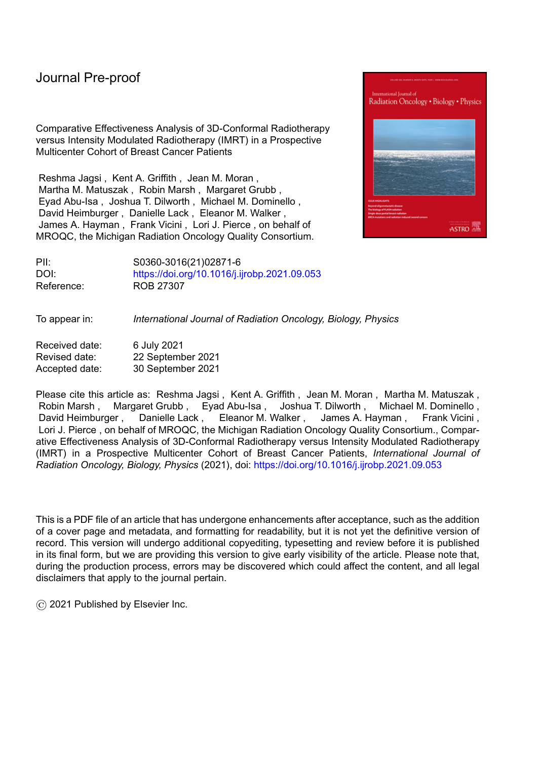Journal Pre-proof

Comparative Effectiveness Analysis of 3D-Conformal Radiotherapy versus Intensity Modulated Radiotherapy (IMRT) in a Prospective Multicenter Cohort of Breast Cancer Patients

Reshma Jagsi , Kent A. Griffith , Jean M. Moran , Martha M. Matuszak , Robin Marsh , Margaret Grubb , Eyad Abu-Isa , Joshua T. Dilworth , Michael M. Dominello , David Heimburger , Danielle Lack , Eleanor M. Walker , James A. Hayman , Frank Vicini , Lori J. Pierce , on behalf of MROQC, the Michigan Radiation Oncology Quality Consortium.

| | |
|---|---|
| PII: | S0360-3016(21)02871-6 |
| DOI: | https://doi.org/10.1016/j.ijrobp.2021.09.053 |
| Reference: | ROB 27307 |

| | |
|---|---|
| To appear in: | *International Journal of Radiation Oncology, Biology, Physics* |

| | |
|---|---|
| Received date: | 6 July 2021 |
| Revised date: | 22 September 2021 |
| Accepted date: | 30 September 2021 |

Please cite this article as: Reshma Jagsi , Kent A. Griffith , Jean M. Moran , Martha M. Matuszak , Robin Marsh , Margaret Grubb , Eyad Abu-Isa , Joshua T. Dilworth , Michael M. Dominello , David Heimburger , Danielle Lack , Eleanor M. Walker , James A. Hayman , Frank Vicini , Lori J. Pierce , on behalf of MROQC, the Michigan Radiation Oncology Quality Consortium., Comparative Effectiveness Analysis of 3D-Conformal Radiotherapy versus Intensity Modulated Radiotherapy (IMRT) in a Prospective Multicenter Cohort of Breast Cancer Patients, *International Journal of Radiation Oncology, Biology, Physics* (2021), doi: https://doi.org/10.1016/j.ijrobp.2021.09.053

This is a PDF file of an article that has undergone enhancements after acceptance, such as the addition of a cover page and metadata, and formatting for readability, but it is not yet the definitive version of record. This version will undergo additional copyediting, typesetting and review before it is published in its final form, but we are providing this version to give early visibility of the article. Please note that, during the production process, errors may be discovered which could affect the content, and all legal disclaimers that apply to the journal pertain.

© 2021 Published by Elsevier Inc.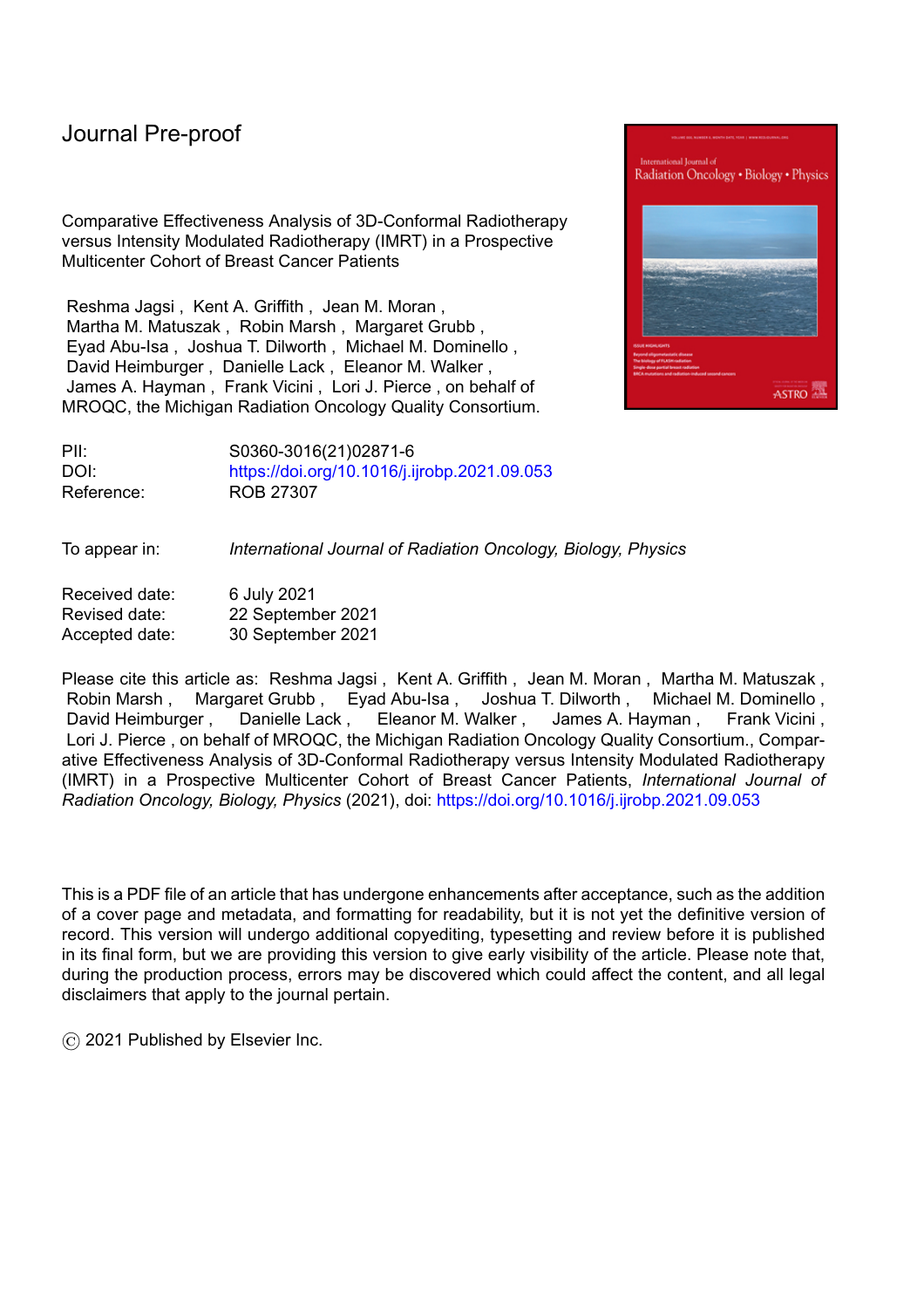Journal Pre-proof

Comparative Effectiveness Analysis of 3D-Conformal Radiotherapy versus Intensity Modulated Radiotherapy (IMRT) in a Prospective Multicenter Cohort of Breast Cancer Patients

Reshma Jagsi , Kent A. Griffith , Jean M. Moran , Martha M. Matuszak , Robin Marsh , Margaret Grubb , Eyad Abu-Isa , Joshua T. Dilworth , Michael M. Dominello , David Heimburger , Danielle Lack , Eleanor M. Walker , James A. Hayman , Frank Vicini , Lori J. Pierce , on behalf of MROQC, the Michigan Radiation Oncology Quality Consortium.

| | |
|---|---|
| PII: | S0360-3016(21)02871-6 |
| DOI: | https://doi.org/10.1016/j.ijrobp.2021.09.053 |
| Reference: | ROB 27307 |

| | |
|---|---|
| To appear in: | *International Journal of Radiation Oncology, Biology, Physics* |

| | |
|---|---|
| Received date: | 6 July 2021 |
| Revised date: | 22 September 2021 |
| Accepted date: | 30 September 2021 |

Please cite this article as: Reshma Jagsi , Kent A. Griffith , Jean M. Moran , Martha M. Matuszak , Robin Marsh , Margaret Grubb , Eyad Abu-Isa , Joshua T. Dilworth , Michael M. Dominello , David Heimburger , Danielle Lack , Eleanor M. Walker , James A. Hayman , Frank Vicini , Lori J. Pierce , on behalf of MROQC, the Michigan Radiation Oncology Quality Consortium., Comparative Effectiveness Analysis of 3D-Conformal Radiotherapy versus Intensity Modulated Radiotherapy (IMRT) in a Prospective Multicenter Cohort of Breast Cancer Patients, *International Journal of Radiation Oncology, Biology, Physics* (2021), doi: https://doi.org/10.1016/j.ijrobp.2021.09.053

This is a PDF file of an article that has undergone enhancements after acceptance, such as the addition of a cover page and metadata, and formatting for readability, but it is not yet the definitive version of record. This version will undergo additional copyediting, typesetting and review before it is published in its final form, but we are providing this version to give early visibility of the article. Please note that, during the production process, errors may be discovered which could affect the content, and all legal disclaimers that apply to the journal pertain.

© 2021 Published by Elsevier Inc.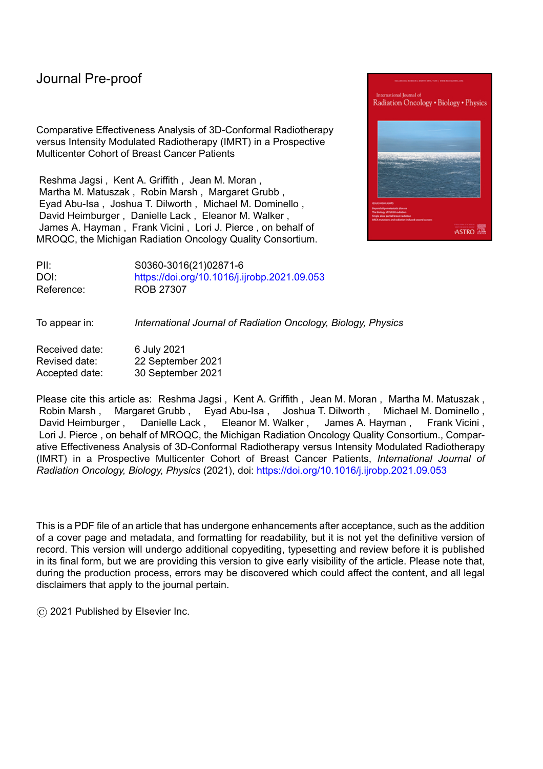# Journal Pre-proof

Comparative Effectiveness Analysis of 3D-Conformal Radiotherapy versus Intensity Modulated Radiotherapy (IMRT) in a Prospective Multicenter Cohort of Breast Cancer Patients

Reshma Jagsi , Kent A. Griffith , Jean M. Moran , Martha M. Matuszak , Robin Marsh , Margaret Grubb , Eyad Abu-Isa , Joshua T. Dilworth , Michael M. Dominello , David Heimburger , Danielle Lack , Eleanor M. Walker , James A. Hayman , Frank Vicini , Lori J. Pierce , on behalf of MROQC, the Michigan Radiation Oncology Quality Consortium.

| | |
|---|---|
| PII: | S0360-3016(21)02871-6 |
| DOI: | https://doi.org/10.1016/j.ijrobp.2021.09.053 |
| Reference: | ROB 27307 |

To appear in: *International Journal of Radiation Oncology, Biology, Physics*

| | |
|---|---|
| Received date: | 6 July 2021 |
| Revised date: | 22 September 2021 |
| Accepted date: | 30 September 2021 |

Please cite this article as: Reshma Jagsi , Kent A. Griffith , Jean M. Moran , Martha M. Matuszak , Robin Marsh , Margaret Grubb , Eyad Abu-Isa , Joshua T. Dilworth , Michael M. Dominello , David Heimburger , Danielle Lack , Eleanor M. Walker , James A. Hayman , Frank Vicini , Lori J. Pierce , on behalf of MROQC, the Michigan Radiation Oncology Quality Consortium., Comparative Effectiveness Analysis of 3D-Conformal Radiotherapy versus Intensity Modulated Radiotherapy (IMRT) in a Prospective Multicenter Cohort of Breast Cancer Patients, *International Journal of Radiation Oncology, Biology, Physics* (2021), doi: https://doi.org/10.1016/j.ijrobp.2021.09.053

This is a PDF file of an article that has undergone enhancements after acceptance, such as the addition of a cover page and metadata, and formatting for readability, but it is not yet the definitive version of record. This version will undergo additional copyediting, typesetting and review before it is published in its final form, but we are providing this version to give early visibility of the article. Please note that, during the production process, errors may be discovered which could affect the content, and all legal disclaimers that apply to the journal pertain.

© 2021 Published by Elsevier Inc.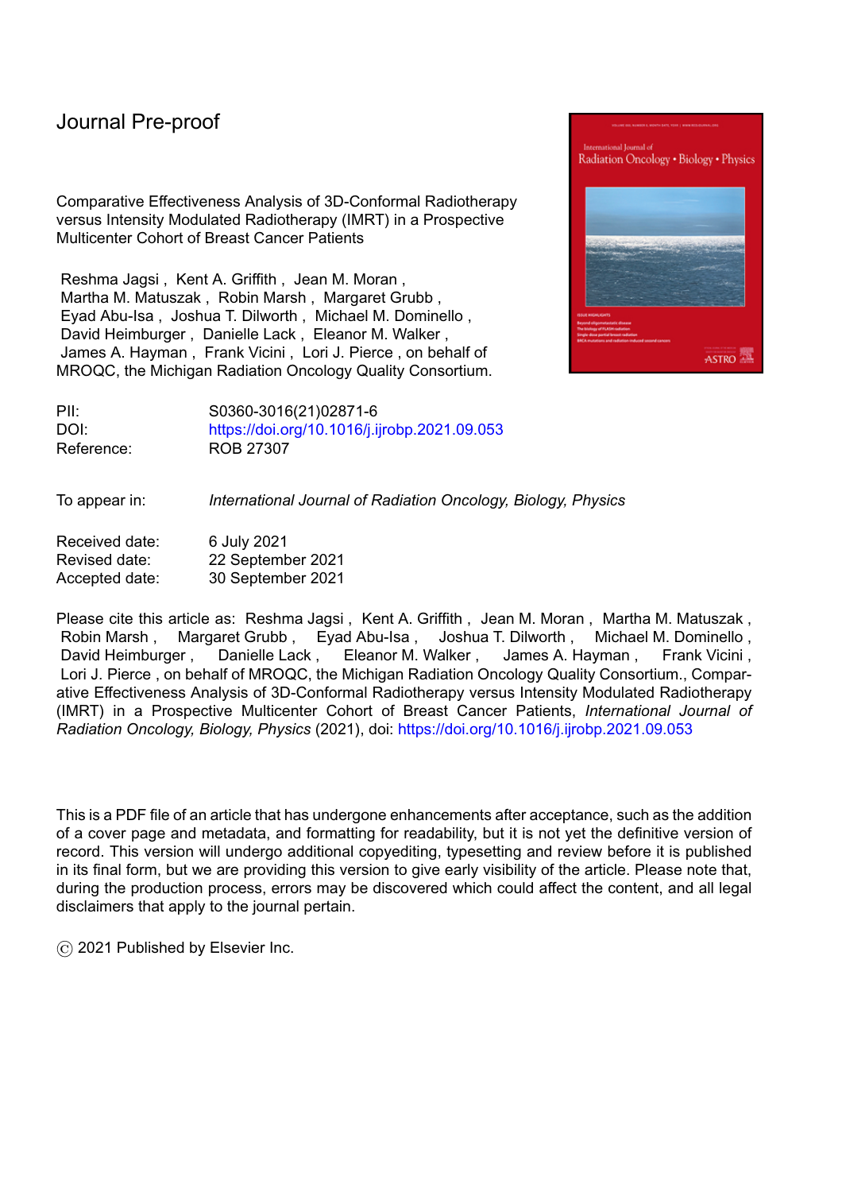Journal Pre-proof

Comparative Effectiveness Analysis of 3D-Conformal Radiotherapy versus Intensity Modulated Radiotherapy (IMRT) in a Prospective Multicenter Cohort of Breast Cancer Patients

Reshma Jagsi , Kent A. Griffith , Jean M. Moran , Martha M. Matuszak , Robin Marsh , Margaret Grubb , Eyad Abu-Isa , Joshua T. Dilworth , Michael M. Dominello , David Heimburger , Danielle Lack , Eleanor M. Walker , James A. Hayman , Frank Vicini , Lori J. Pierce , on behalf of MROQC, the Michigan Radiation Oncology Quality Consortium.

| | |
|---|---|
| PII: | S0360-3016(21)02871-6 |
| DOI: | https://doi.org/10.1016/j.ijrobp.2021.09.053 |
| Reference: | ROB 27307 |

| | |
|---|---|
| To appear in: | *International Journal of Radiation Oncology, Biology, Physics* |

| | |
|---|---|
| Received date: | 6 July 2021 |
| Revised date: | 22 September 2021 |
| Accepted date: | 30 September 2021 |

Please cite this article as: Reshma Jagsi , Kent A. Griffith , Jean M. Moran , Martha M. Matuszak , Robin Marsh , Margaret Grubb , Eyad Abu-Isa , Joshua T. Dilworth , Michael M. Dominello , David Heimburger , Danielle Lack , Eleanor M. Walker , James A. Hayman , Frank Vicini , Lori J. Pierce , on behalf of MROQC, the Michigan Radiation Oncology Quality Consortium., Comparative Effectiveness Analysis of 3D-Conformal Radiotherapy versus Intensity Modulated Radiotherapy (IMRT) in a Prospective Multicenter Cohort of Breast Cancer Patients, *International Journal of Radiation Oncology, Biology, Physics* (2021), doi: https://doi.org/10.1016/j.ijrobp.2021.09.053

This is a PDF file of an article that has undergone enhancements after acceptance, such as the addition of a cover page and metadata, and formatting for readability, but it is not yet the definitive version of record. This version will undergo additional copyediting, typesetting and review before it is published in its final form, but we are providing this version to give early visibility of the article. Please note that, during the production process, errors may be discovered which could affect the content, and all legal disclaimers that apply to the journal pertain.

© 2021 Published by Elsevier Inc.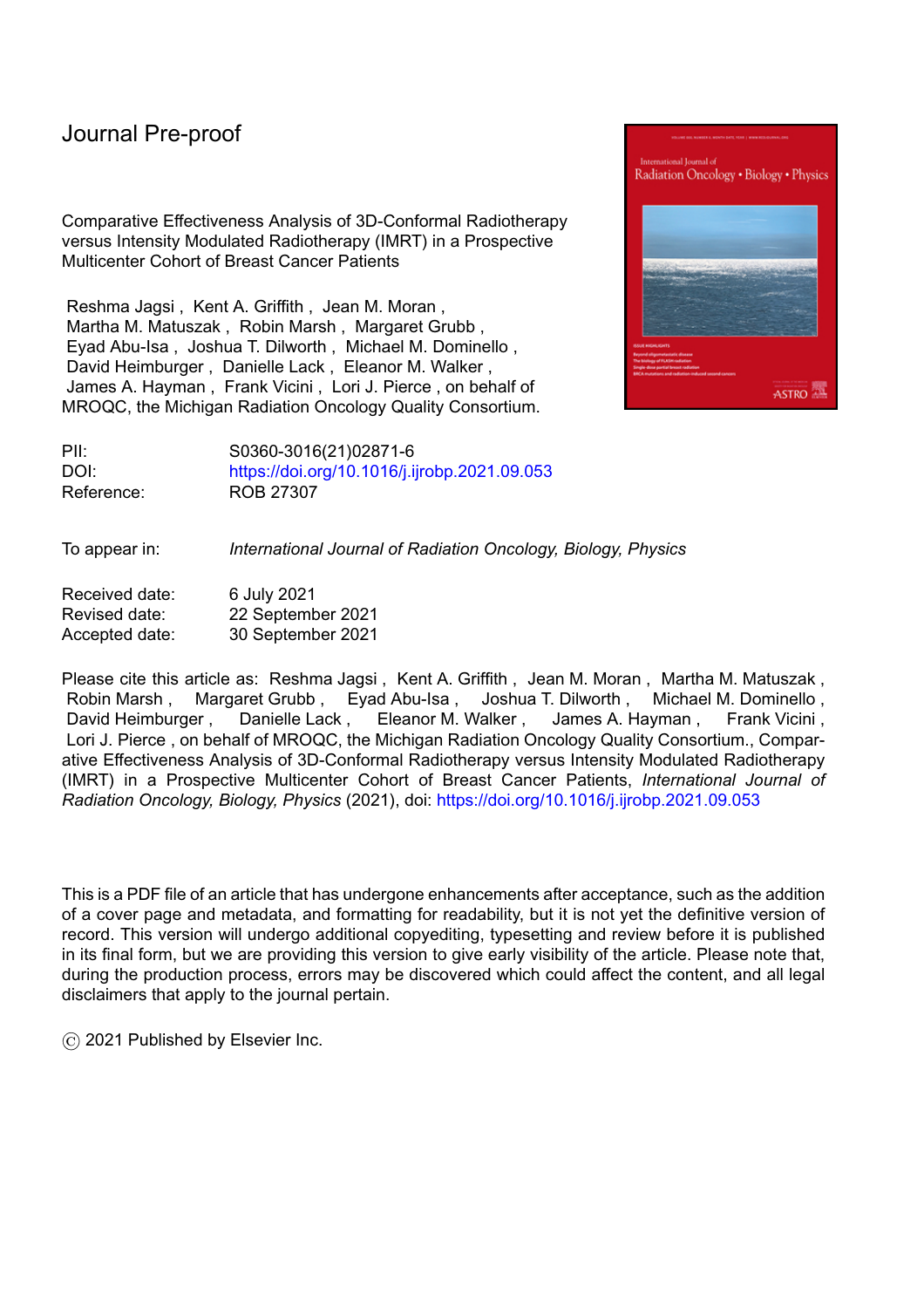# Journal Pre-proof

Comparative Effectiveness Analysis of 3D-Conformal Radiotherapy versus Intensity Modulated Radiotherapy (IMRT) in a Prospective Multicenter Cohort of Breast Cancer Patients

Reshma Jagsi , Kent A. Griffith , Jean M. Moran , Martha M. Matuszak , Robin Marsh , Margaret Grubb , Eyad Abu-Isa , Joshua T. Dilworth , Michael M. Dominello , David Heimburger , Danielle Lack , Eleanor M. Walker , James A. Hayman , Frank Vicini , Lori J. Pierce , on behalf of MROQC, the Michigan Radiation Oncology Quality Consortium.

| | |
|---|---|
| PII: | S0360-3016(21)02871-6 |
| DOI: | https://doi.org/10.1016/j.ijrobp.2021.09.053 |
| Reference: | ROB 27307 |

| | |
|---|---|
| To appear in: | *International Journal of Radiation Oncology, Biology, Physics* |

| | |
|---|---|
| Received date: | 6 July 2021 |
| Revised date: | 22 September 2021 |
| Accepted date: | 30 September 2021 |

Please cite this article as: Reshma Jagsi , Kent A. Griffith , Jean M. Moran , Martha M. Matuszak , Robin Marsh , Margaret Grubb , Eyad Abu-Isa , Joshua T. Dilworth , Michael M. Dominello , David Heimburger , Danielle Lack , Eleanor M. Walker , James A. Hayman , Frank Vicini , Lori J. Pierce , on behalf of MROQC, the Michigan Radiation Oncology Quality Consortium., Comparative Effectiveness Analysis of 3D-Conformal Radiotherapy versus Intensity Modulated Radiotherapy (IMRT) in a Prospective Multicenter Cohort of Breast Cancer Patients, *International Journal of Radiation Oncology, Biology, Physics* (2021), doi: https://doi.org/10.1016/j.ijrobp.2021.09.053

This is a PDF file of an article that has undergone enhancements after acceptance, such as the addition of a cover page and metadata, and formatting for readability, but it is not yet the definitive version of record. This version will undergo additional copyediting, typesetting and review before it is published in its final form, but we are providing this version to give early visibility of the article. Please note that, during the production process, errors may be discovered which could affect the content, and all legal disclaimers that apply to the journal pertain.

© 2021 Published by Elsevier Inc.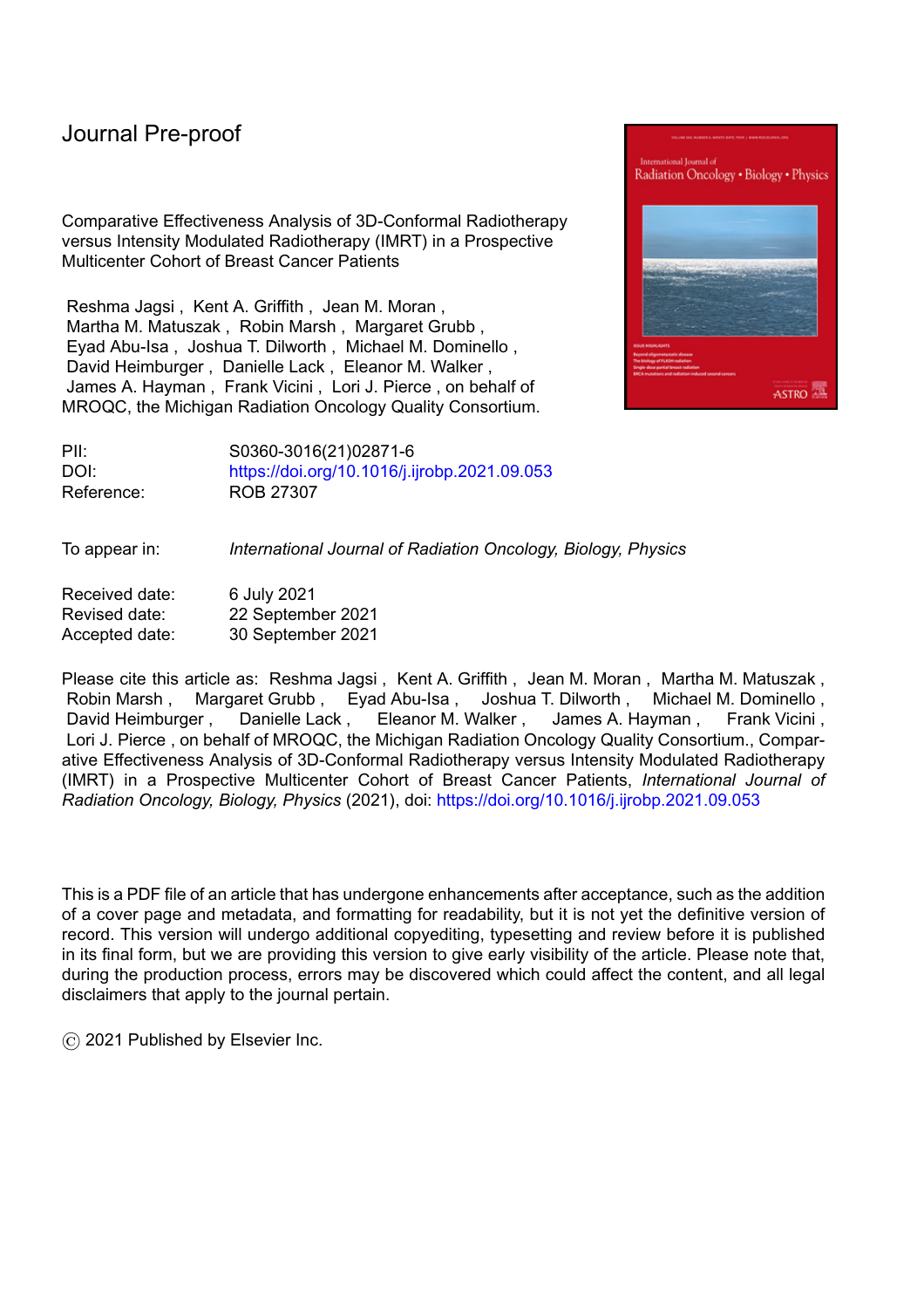Journal Pre-proof

Comparative Effectiveness Analysis of 3D-Conformal Radiotherapy versus Intensity Modulated Radiotherapy (IMRT) in a Prospective Multicenter Cohort of Breast Cancer Patients

Reshma Jagsi , Kent A. Griffith , Jean M. Moran , Martha M. Matuszak , Robin Marsh , Margaret Grubb , Eyad Abu-Isa , Joshua T. Dilworth , Michael M. Dominello , David Heimburger , Danielle Lack , Eleanor M. Walker , James A. Hayman , Frank Vicini , Lori J. Pierce , on behalf of MROQC, the Michigan Radiation Oncology Quality Consortium.

| | |
|---|---|
| PII: | S0360-3016(21)02871-6 |
| DOI: | https://doi.org/10.1016/j.ijrobp.2021.09.053 |
| Reference: | ROB 27307 |

| | |
|---|---|
| To appear in: | *International Journal of Radiation Oncology, Biology, Physics* |

| | |
|---|---|
| Received date: | 6 July 2021 |
| Revised date: | 22 September 2021 |
| Accepted date: | 30 September 2021 |

Please cite this article as: Reshma Jagsi , Kent A. Griffith , Jean M. Moran , Martha M. Matuszak , Robin Marsh , Margaret Grubb , Eyad Abu-Isa , Joshua T. Dilworth , Michael M. Dominello , David Heimburger , Danielle Lack , Eleanor M. Walker , James A. Hayman , Frank Vicini , Lori J. Pierce , on behalf of MROQC, the Michigan Radiation Oncology Quality Consortium., Comparative Effectiveness Analysis of 3D-Conformal Radiotherapy versus Intensity Modulated Radiotherapy (IMRT) in a Prospective Multicenter Cohort of Breast Cancer Patients, *International Journal of Radiation Oncology, Biology, Physics* (2021), doi: https://doi.org/10.1016/j.ijrobp.2021.09.053

This is a PDF file of an article that has undergone enhancements after acceptance, such as the addition of a cover page and metadata, and formatting for readability, but it is not yet the definitive version of record. This version will undergo additional copyediting, typesetting and review before it is published in its final form, but we are providing this version to give early visibility of the article. Please note that, during the production process, errors may be discovered which could affect the content, and all legal disclaimers that apply to the journal pertain.

© 2021 Published by Elsevier Inc.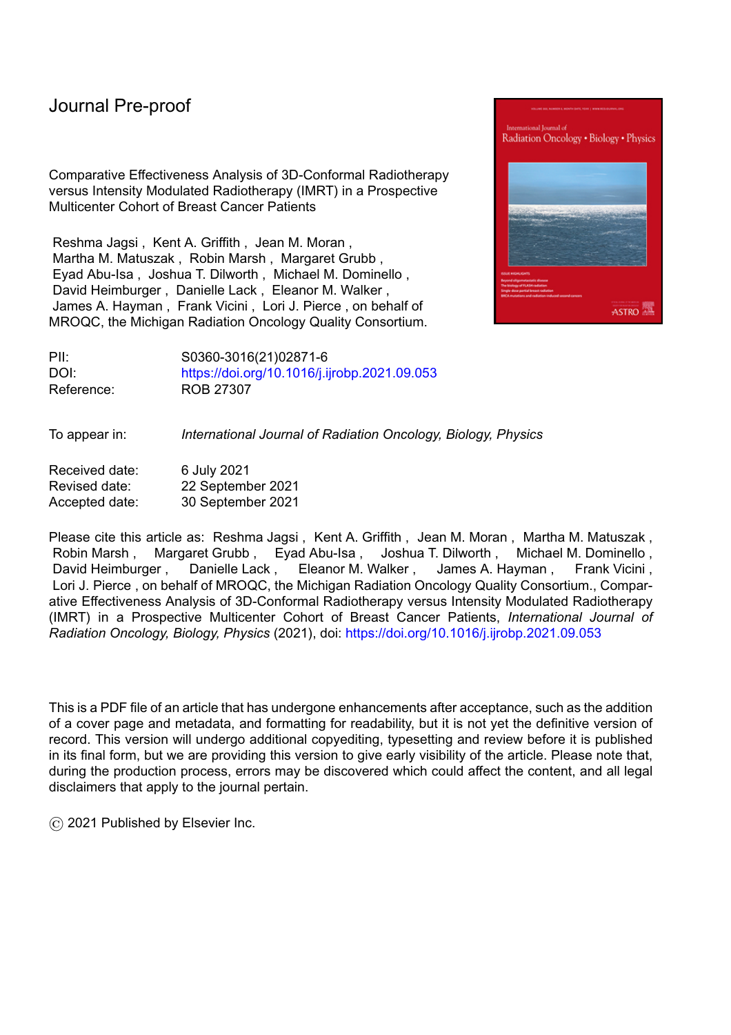Journal Pre-proof

Comparative Effectiveness Analysis of 3D-Conformal Radiotherapy versus Intensity Modulated Radiotherapy (IMRT) in a Prospective Multicenter Cohort of Breast Cancer Patients

Reshma Jagsi , Kent A. Griffith , Jean M. Moran , Martha M. Matuszak , Robin Marsh , Margaret Grubb , Eyad Abu-Isa , Joshua T. Dilworth , Michael M. Dominello , David Heimburger , Danielle Lack , Eleanor M. Walker , James A. Hayman , Frank Vicini , Lori J. Pierce , on behalf of MROQC, the Michigan Radiation Oncology Quality Consortium.

| | |
|---|---|
| PII: | S0360-3016(21)02871-6 |
| DOI: | https://doi.org/10.1016/j.ijrobp.2021.09.053 |
| Reference: | ROB 27307 |

To appear in: *International Journal of Radiation Oncology, Biology, Physics*

| | |
|---|---|
| Received date: | 6 July 2021 |
| Revised date: | 22 September 2021 |
| Accepted date: | 30 September 2021 |

Please cite this article as: Reshma Jagsi , Kent A. Griffith , Jean M. Moran , Martha M. Matuszak , Robin Marsh , Margaret Grubb , Eyad Abu-Isa , Joshua T. Dilworth , Michael M. Dominello , David Heimburger , Danielle Lack , Eleanor M. Walker , James A. Hayman , Frank Vicini , Lori J. Pierce , on behalf of MROQC, the Michigan Radiation Oncology Quality Consortium., Comparative Effectiveness Analysis of 3D-Conformal Radiotherapy versus Intensity Modulated Radiotherapy (IMRT) in a Prospective Multicenter Cohort of Breast Cancer Patients, *International Journal of Radiation Oncology, Biology, Physics* (2021), doi: https://doi.org/10.1016/j.ijrobp.2021.09.053

This is a PDF file of an article that has undergone enhancements after acceptance, such as the addition of a cover page and metadata, and formatting for readability, but it is not yet the definitive version of record. This version will undergo additional copyediting, typesetting and review before it is published in its final form, but we are providing this version to give early visibility of the article. Please note that, during the production process, errors may be discovered which could affect the content, and all legal disclaimers that apply to the journal pertain.

© 2021 Published by Elsevier Inc.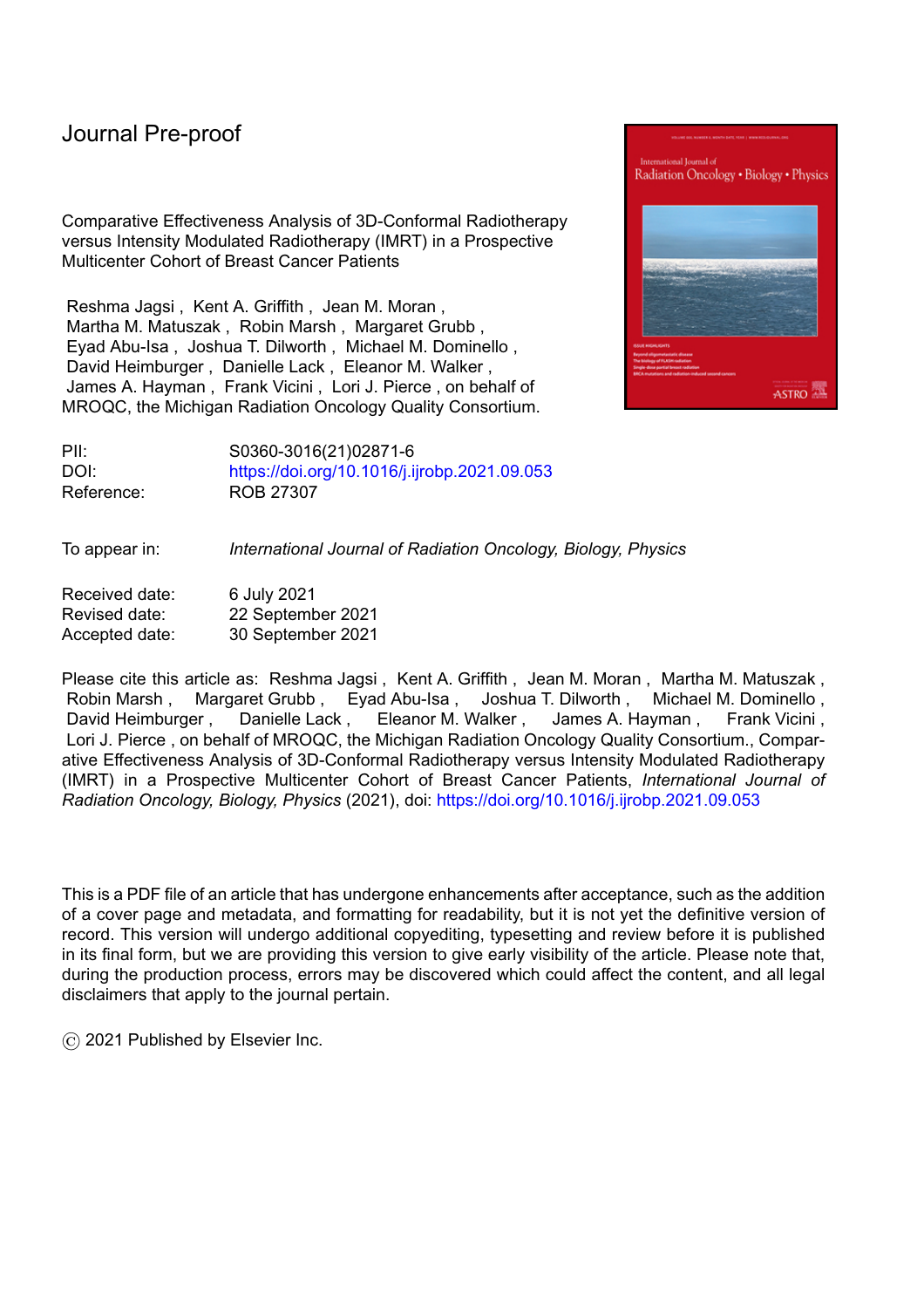Journal Pre-proof

Comparative Effectiveness Analysis of 3D-Conformal Radiotherapy versus Intensity Modulated Radiotherapy (IMRT) in a Prospective Multicenter Cohort of Breast Cancer Patients

Reshma Jagsi , Kent A. Griffith , Jean M. Moran , Martha M. Matuszak , Robin Marsh , Margaret Grubb , Eyad Abu-Isa , Joshua T. Dilworth , Michael M. Dominello , David Heimburger , Danielle Lack , Eleanor M. Walker , James A. Hayman , Frank Vicini , Lori J. Pierce , on behalf of MROQC, the Michigan Radiation Oncology Quality Consortium.

| | |
|---|---|
| PII: | S0360-3016(21)02871-6 |
| DOI: | https://doi.org/10.1016/j.ijrobp.2021.09.053 |
| Reference: | ROB 27307 |

| | |
|---|---|
| To appear in: | *International Journal of Radiation Oncology, Biology, Physics* |

| | |
|---|---|
| Received date: | 6 July 2021 |
| Revised date: | 22 September 2021 |
| Accepted date: | 30 September 2021 |

Please cite this article as: Reshma Jagsi , Kent A. Griffith , Jean M. Moran , Martha M. Matuszak , Robin Marsh , Margaret Grubb , Eyad Abu-Isa , Joshua T. Dilworth , Michael M. Dominello , David Heimburger , Danielle Lack , Eleanor M. Walker , James A. Hayman , Frank Vicini , Lori J. Pierce , on behalf of MROQC, the Michigan Radiation Oncology Quality Consortium., Comparative Effectiveness Analysis of 3D-Conformal Radiotherapy versus Intensity Modulated Radiotherapy (IMRT) in a Prospective Multicenter Cohort of Breast Cancer Patients, *International Journal of Radiation Oncology, Biology, Physics* (2021), doi: https://doi.org/10.1016/j.ijrobp.2021.09.053

This is a PDF file of an article that has undergone enhancements after acceptance, such as the addition of a cover page and metadata, and formatting for readability, but it is not yet the definitive version of record. This version will undergo additional copyediting, typesetting and review before it is published in its final form, but we are providing this version to give early visibility of the article. Please note that, during the production process, errors may be discovered which could affect the content, and all legal disclaimers that apply to the journal pertain.

© 2021 Published by Elsevier Inc.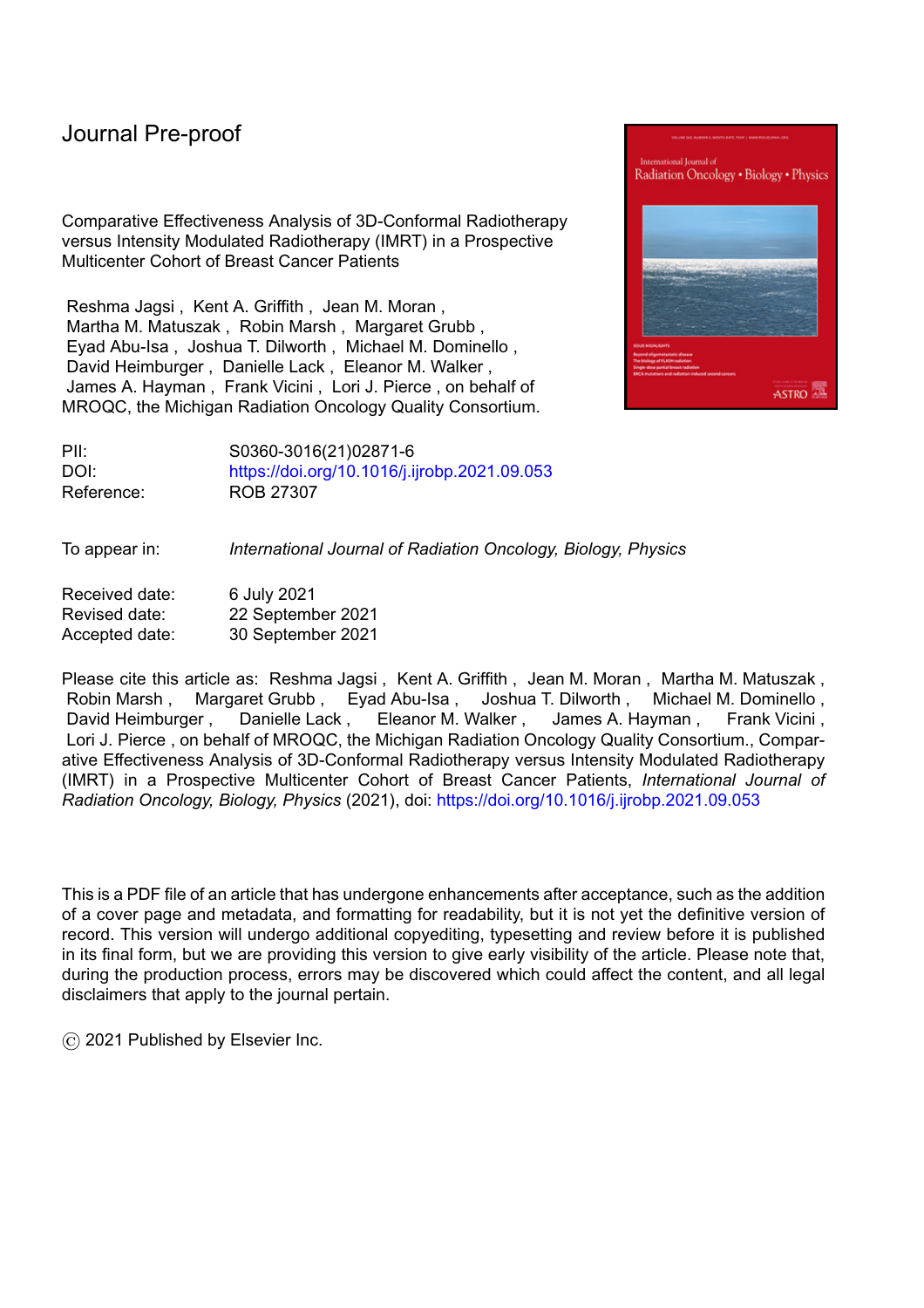Journal Pre-proof

Comparative Effectiveness Analysis of 3D-Conformal Radiotherapy versus Intensity Modulated Radiotherapy (IMRT) in a Prospective Multicenter Cohort of Breast Cancer Patients

Reshma Jagsi , Kent A. Griffith , Jean M. Moran , Martha M. Matuszak , Robin Marsh , Margaret Grubb , Eyad Abu-Isa , Joshua T. Dilworth , Michael M. Dominello , David Heimburger , Danielle Lack , Eleanor M. Walker , James A. Hayman , Frank Vicini , Lori J. Pierce , on behalf of MROQC, the Michigan Radiation Oncology Quality Consortium.

| | |
|---|---|
| PII: | S0360-3016(21)02871-6 |
| DOI: | https://doi.org/10.1016/j.ijrobp.2021.09.053 |
| Reference: | ROB 27307 |

To appear in: *International Journal of Radiation Oncology, Biology, Physics*

| | |
|---|---|
| Received date: | 6 July 2021 |
| Revised date: | 22 September 2021 |
| Accepted date: | 30 September 2021 |

Please cite this article as: Reshma Jagsi , Kent A. Griffith , Jean M. Moran , Martha M. Matuszak , Robin Marsh , Margaret Grubb , Eyad Abu-Isa , Joshua T. Dilworth , Michael M. Dominello , David Heimburger , Danielle Lack , Eleanor M. Walker , James A. Hayman , Frank Vicini , Lori J. Pierce , on behalf of MROQC, the Michigan Radiation Oncology Quality Consortium., Comparative Effectiveness Analysis of 3D-Conformal Radiotherapy versus Intensity Modulated Radiotherapy (IMRT) in a Prospective Multicenter Cohort of Breast Cancer Patients, *International Journal of Radiation Oncology, Biology, Physics* (2021), doi: https://doi.org/10.1016/j.ijrobp.2021.09.053

This is a PDF file of an article that has undergone enhancements after acceptance, such as the addition of a cover page and metadata, and formatting for readability, but it is not yet the definitive version of record. This version will undergo additional copyediting, typesetting and review before it is published in its final form, but we are providing this version to give early visibility of the article. Please note that, during the production process, errors may be discovered which could affect the content, and all legal disclaimers that apply to the journal pertain.

© 2021 Published by Elsevier Inc.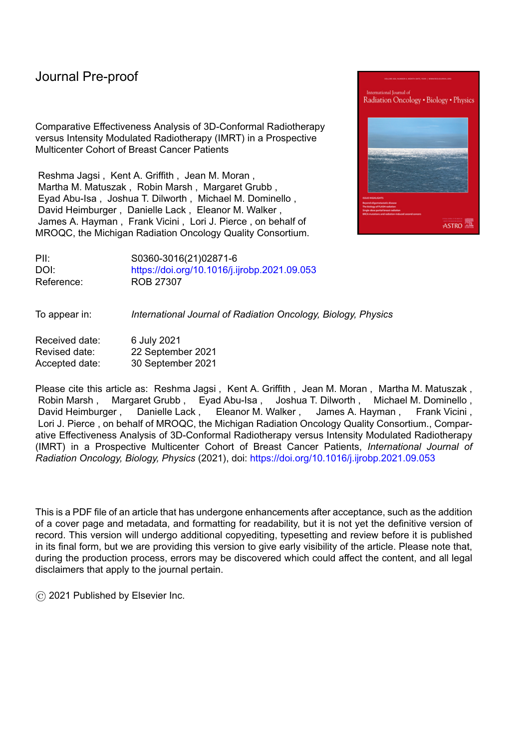Journal Pre-proof

Comparative Effectiveness Analysis of 3D-Conformal Radiotherapy versus Intensity Modulated Radiotherapy (IMRT) in a Prospective Multicenter Cohort of Breast Cancer Patients

Reshma Jagsi , Kent A. Griffith , Jean M. Moran , Martha M. Matuszak , Robin Marsh , Margaret Grubb , Eyad Abu-Isa , Joshua T. Dilworth , Michael M. Dominello , David Heimburger , Danielle Lack , Eleanor M. Walker , James A. Hayman , Frank Vicini , Lori J. Pierce , on behalf of MROQC, the Michigan Radiation Oncology Quality Consortium.

| | |
|---|---|
| PII: | S0360-3016(21)02871-6 |
| DOI: | https://doi.org/10.1016/j.ijrobp.2021.09.053 |
| Reference: | ROB 27307 |

| | |
|---|---|
| To appear in: | *International Journal of Radiation Oncology, Biology, Physics* |

| | |
|---|---|
| Received date: | 6 July 2021 |
| Revised date: | 22 September 2021 |
| Accepted date: | 30 September 2021 |

Please cite this article as: Reshma Jagsi , Kent A. Griffith , Jean M. Moran , Martha M. Matuszak , Robin Marsh , Margaret Grubb , Eyad Abu-Isa , Joshua T. Dilworth , Michael M. Dominello , David Heimburger , Danielle Lack , Eleanor M. Walker , James A. Hayman , Frank Vicini , Lori J. Pierce , on behalf of MROQC, the Michigan Radiation Oncology Quality Consortium., Comparative Effectiveness Analysis of 3D-Conformal Radiotherapy versus Intensity Modulated Radiotherapy (IMRT) in a Prospective Multicenter Cohort of Breast Cancer Patients, *International Journal of Radiation Oncology, Biology, Physics* (2021), doi: https://doi.org/10.1016/j.ijrobp.2021.09.053

This is a PDF file of an article that has undergone enhancements after acceptance, such as the addition of a cover page and metadata, and formatting for readability, but it is not yet the definitive version of record. This version will undergo additional copyediting, typesetting and review before it is published in its final form, but we are providing this version to give early visibility of the article. Please note that, during the production process, errors may be discovered which could affect the content, and all legal disclaimers that apply to the journal pertain.

© 2021 Published by Elsevier Inc.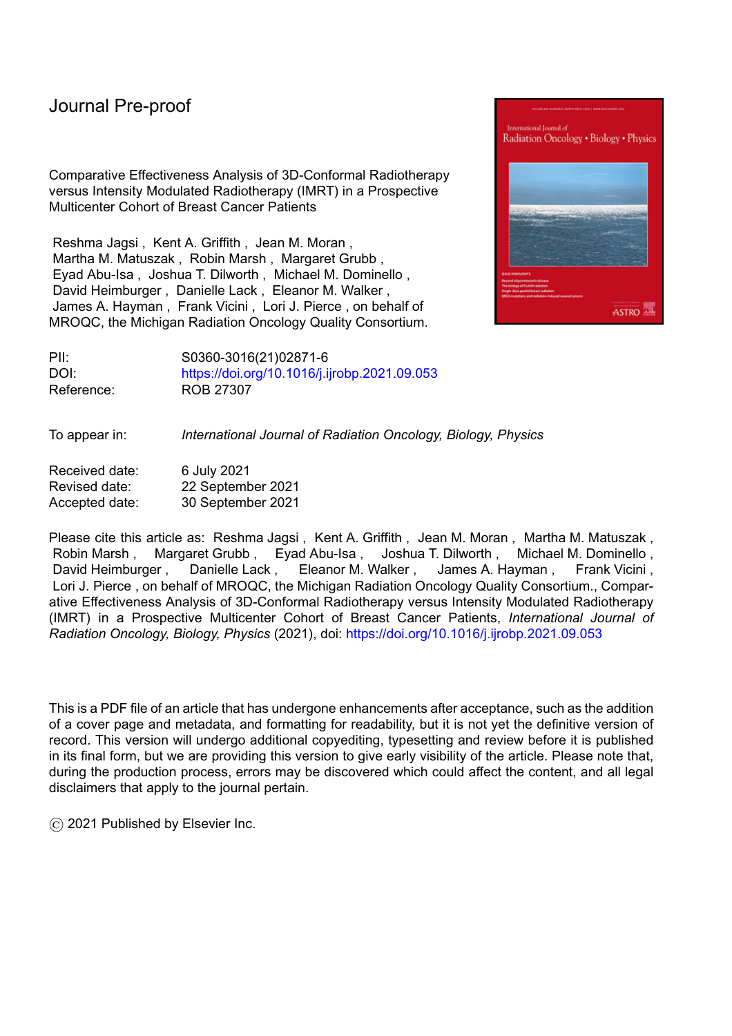Journal Pre-proof

Comparative Effectiveness Analysis of 3D-Conformal Radiotherapy versus Intensity Modulated Radiotherapy (IMRT) in a Prospective Multicenter Cohort of Breast Cancer Patients

Reshma Jagsi , Kent A. Griffith , Jean M. Moran , Martha M. Matuszak , Robin Marsh , Margaret Grubb , Eyad Abu-Isa , Joshua T. Dilworth , Michael M. Dominello , David Heimburger , Danielle Lack , Eleanor M. Walker , James A. Hayman , Frank Vicini , Lori J. Pierce , on behalf of MROQC, the Michigan Radiation Oncology Quality Consortium.

| | |
|---|---|
| PII: | S0360-3016(21)02871-6 |
| DOI: | https://doi.org/10.1016/j.ijrobp.2021.09.053 |
| Reference: | ROB 27307 |

| | |
|---|---|
| To appear in: | *International Journal of Radiation Oncology, Biology, Physics* |

| | |
|---|---|
| Received date: | 6 July 2021 |
| Revised date: | 22 September 2021 |
| Accepted date: | 30 September 2021 |

Please cite this article as: Reshma Jagsi , Kent A. Griffith , Jean M. Moran , Martha M. Matuszak , Robin Marsh , Margaret Grubb , Eyad Abu-Isa , Joshua T. Dilworth , Michael M. Dominello , David Heimburger , Danielle Lack , Eleanor M. Walker , James A. Hayman , Frank Vicini , Lori J. Pierce , on behalf of MROQC, the Michigan Radiation Oncology Quality Consortium., Comparative Effectiveness Analysis of 3D-Conformal Radiotherapy versus Intensity Modulated Radiotherapy (IMRT) in a Prospective Multicenter Cohort of Breast Cancer Patients, *International Journal of Radiation Oncology, Biology, Physics* (2021), doi: https://doi.org/10.1016/j.ijrobp.2021.09.053

This is a PDF file of an article that has undergone enhancements after acceptance, such as the addition of a cover page and metadata, and formatting for readability, but it is not yet the definitive version of record. This version will undergo additional copyediting, typesetting and review before it is published in its final form, but we are providing this version to give early visibility of the article. Please note that, during the production process, errors may be discovered which could affect the content, and all legal disclaimers that apply to the journal pertain.

© 2021 Published by Elsevier Inc.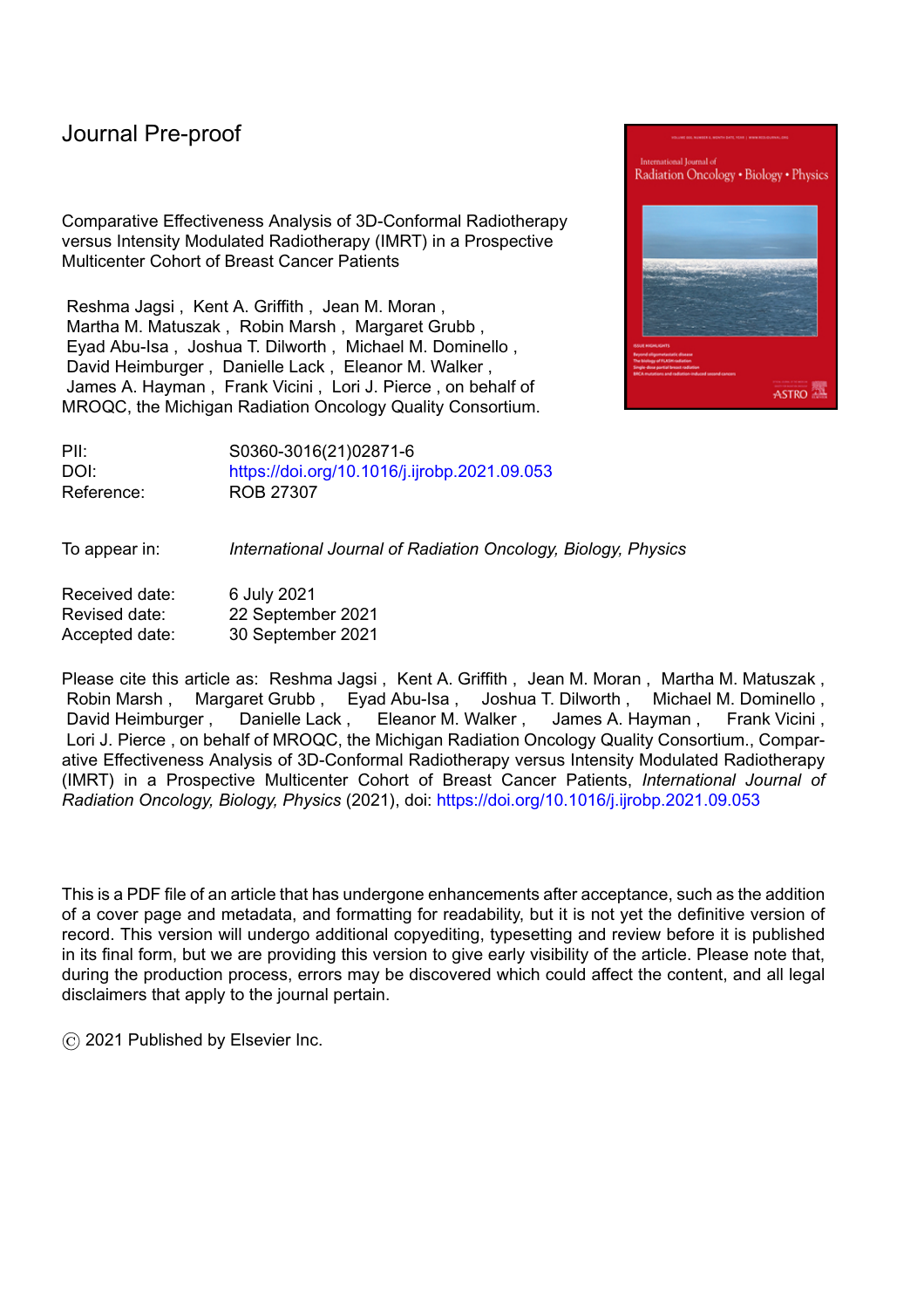Journal Pre-proof

Comparative Effectiveness Analysis of 3D-Conformal Radiotherapy versus Intensity Modulated Radiotherapy (IMRT) in a Prospective Multicenter Cohort of Breast Cancer Patients

Reshma Jagsi , Kent A. Griffith , Jean M. Moran , Martha M. Matuszak , Robin Marsh , Margaret Grubb , Eyad Abu-Isa , Joshua T. Dilworth , Michael M. Dominello , David Heimburger , Danielle Lack , Eleanor M. Walker , James A. Hayman , Frank Vicini , Lori J. Pierce , on behalf of MROQC, the Michigan Radiation Oncology Quality Consortium.

| | |
|---|---|
| PII: | S0360-3016(21)02871-6 |
| DOI: | https://doi.org/10.1016/j.ijrobp.2021.09.053 |
| Reference: | ROB 27307 |

| | |
|---|---|
| To appear in: | *International Journal of Radiation Oncology, Biology, Physics* |

| | |
|---|---|
| Received date: | 6 July 2021 |
| Revised date: | 22 September 2021 |
| Accepted date: | 30 September 2021 |

Please cite this article as: Reshma Jagsi , Kent A. Griffith , Jean M. Moran , Martha M. Matuszak , Robin Marsh , Margaret Grubb , Eyad Abu-Isa , Joshua T. Dilworth , Michael M. Dominello , David Heimburger , Danielle Lack , Eleanor M. Walker , James A. Hayman , Frank Vicini , Lori J. Pierce , on behalf of MROQC, the Michigan Radiation Oncology Quality Consortium., Comparative Effectiveness Analysis of 3D-Conformal Radiotherapy versus Intensity Modulated Radiotherapy (IMRT) in a Prospective Multicenter Cohort of Breast Cancer Patients, *International Journal of Radiation Oncology, Biology, Physics* (2021), doi: https://doi.org/10.1016/j.ijrobp.2021.09.053

This is a PDF file of an article that has undergone enhancements after acceptance, such as the addition of a cover page and metadata, and formatting for readability, but it is not yet the definitive version of record. This version will undergo additional copyediting, typesetting and review before it is published in its final form, but we are providing this version to give early visibility of the article. Please note that, during the production process, errors may be discovered which could affect the content, and all legal disclaimers that apply to the journal pertain.

© 2021 Published by Elsevier Inc.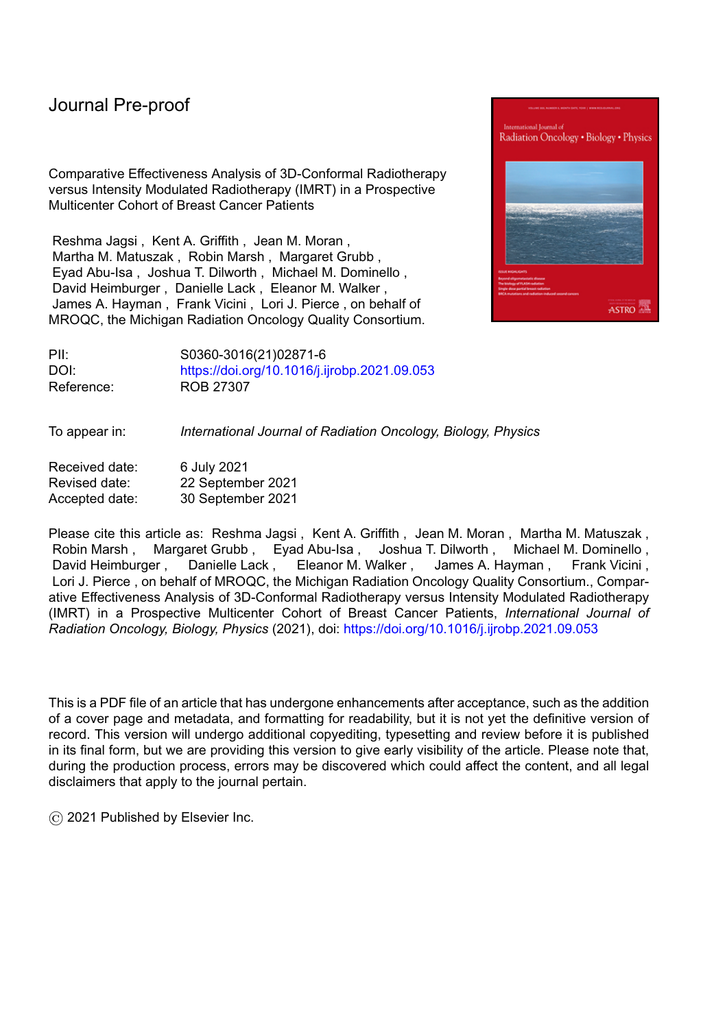Journal Pre-proof

Comparative Effectiveness Analysis of 3D-Conformal Radiotherapy versus Intensity Modulated Radiotherapy (IMRT) in a Prospective Multicenter Cohort of Breast Cancer Patients

Reshma Jagsi , Kent A. Griffith , Jean M. Moran , Martha M. Matuszak , Robin Marsh , Margaret Grubb , Eyad Abu-Isa , Joshua T. Dilworth , Michael M. Dominello , David Heimburger , Danielle Lack , Eleanor M. Walker , James A. Hayman , Frank Vicini , Lori J. Pierce , on behalf of MROQC, the Michigan Radiation Oncology Quality Consortium.

| | |
|---|---|
| PII: | S0360-3016(21)02871-6 |
| DOI: | https://doi.org/10.1016/j.ijrobp.2021.09.053 |
| Reference: | ROB 27307 |

To appear in: *International Journal of Radiation Oncology, Biology, Physics*

| | |
|---|---|
| Received date: | 6 July 2021 |
| Revised date: | 22 September 2021 |
| Accepted date: | 30 September 2021 |

Please cite this article as: Reshma Jagsi , Kent A. Griffith , Jean M. Moran , Martha M. Matuszak , Robin Marsh , Margaret Grubb , Eyad Abu-Isa , Joshua T. Dilworth , Michael M. Dominello , David Heimburger , Danielle Lack , Eleanor M. Walker , James A. Hayman , Frank Vicini , Lori J. Pierce , on behalf of MROQC, the Michigan Radiation Oncology Quality Consortium., Comparative Effectiveness Analysis of 3D-Conformal Radiotherapy versus Intensity Modulated Radiotherapy (IMRT) in a Prospective Multicenter Cohort of Breast Cancer Patients, *International Journal of Radiation Oncology, Biology, Physics* (2021), doi: https://doi.org/10.1016/j.ijrobp.2021.09.053

This is a PDF file of an article that has undergone enhancements after acceptance, such as the addition of a cover page and metadata, and formatting for readability, but it is not yet the definitive version of record. This version will undergo additional copyediting, typesetting and review before it is published in its final form, but we are providing this version to give early visibility of the article. Please note that, during the production process, errors may be discovered which could affect the content, and all legal disclaimers that apply to the journal pertain.

© 2021 Published by Elsevier Inc.